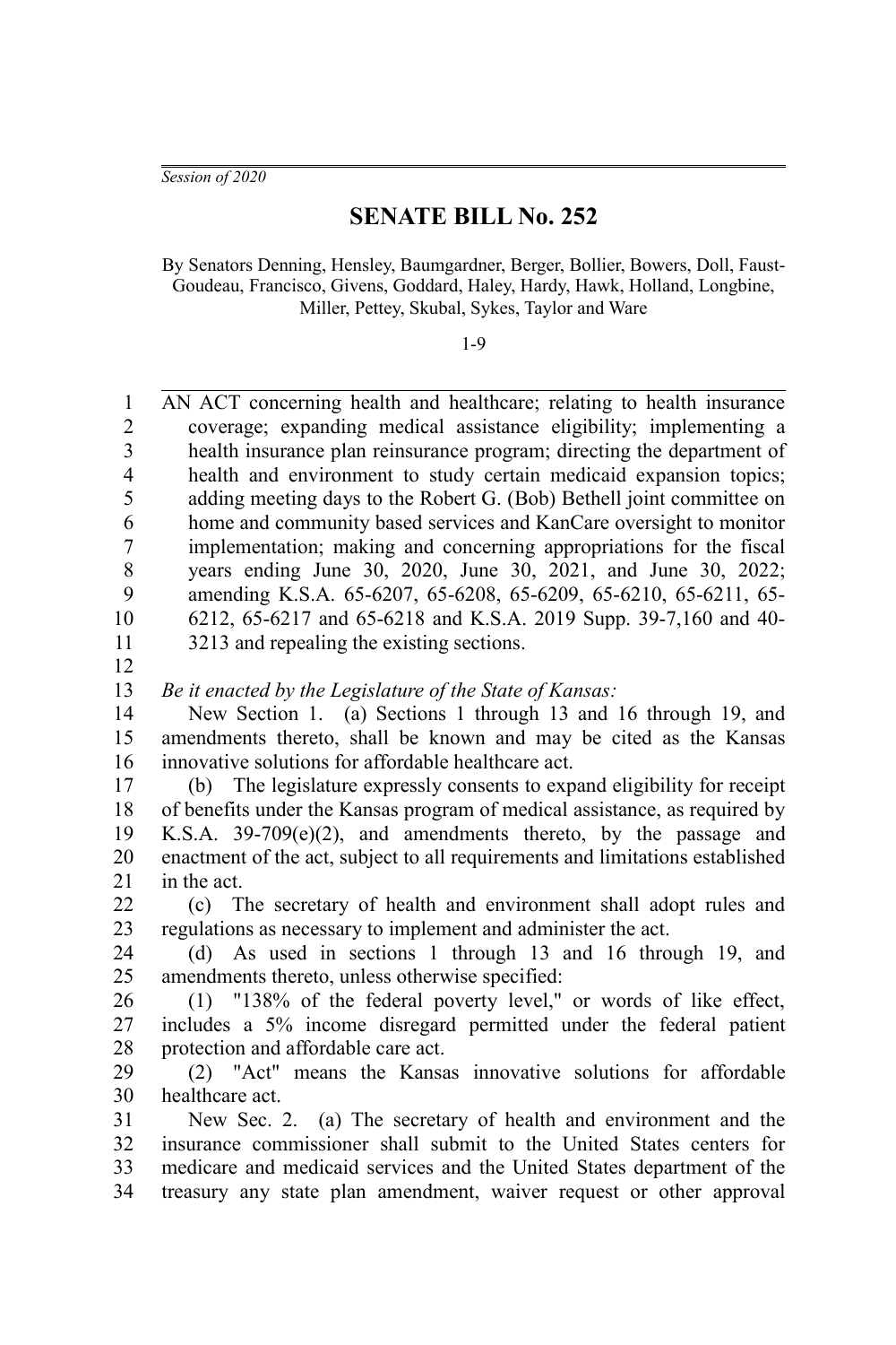*Session of 2020*

# SENATE BILL No. 252

By Senators Denning, Hensley, Baumgardner, Berger, Bollier, Bowers, Doll, Faust-Goudeau, Francisco, Givens, Goddard, Haley, Hardy, Hawk, Holland, Longbine, Miller, Pettey, Skubal, Sykes, Taylor and Ware

1-9

AN ACT concerning health and healthcare; relating to health insurance coverage; expanding medical assistance eligibility; implementing a health insurance plan reinsurance program; directing the department of health and environment to study certain medicaid expansion topics; adding meeting days to the Robert G. (Bob) Bethell joint committee on home and community based services and KanCare oversight to monitor implementation; making and concerning appropriations for the fiscal years ending June 30, 2020, June 30, 2021, and June 30, 2022; amending K.S.A. 65-6207, 65-6208, 65-6209, 65-6210, 65-6211, 65-6212, 65-6217 and 65-6218 and K.S.A. 2019 Supp. 39-7,160 and 40-3213 and repealing the existing sections.

*Be it enacted by the Legislature of the State of Kansas:*

New Section 1. (a) Sections 1 through 13 and 16 through 19, and amendments thereto, shall be known and may be cited as the Kansas innovative solutions for affordable healthcare act.

(b) The legislature expressly consents to expand eligibility for receipt of benefits under the Kansas program of medical assistance, as required by K.S.A. 39-709(e)(2), and amendments thereto, by the passage and enactment of the act, subject to all requirements and limitations established in the act.

(c) The secretary of health and environment shall adopt rules and regulations as necessary to implement and administer the act.

(d) As used in sections 1 through 13 and 16 through 19, and amendments thereto, unless otherwise specified:

(1) "138% of the federal poverty level," or words of like effect, includes a 5% income disregard permitted under the federal patient protection and affordable care act.

(2) "Act" means the Kansas innovative solutions for affordable healthcare act.

New Sec. 2. (a) The secretary of health and environment and the insurance commissioner shall submit to the United States centers for medicare and medicaid services and the United States department of the treasury any state plan amendment, waiver request or other approval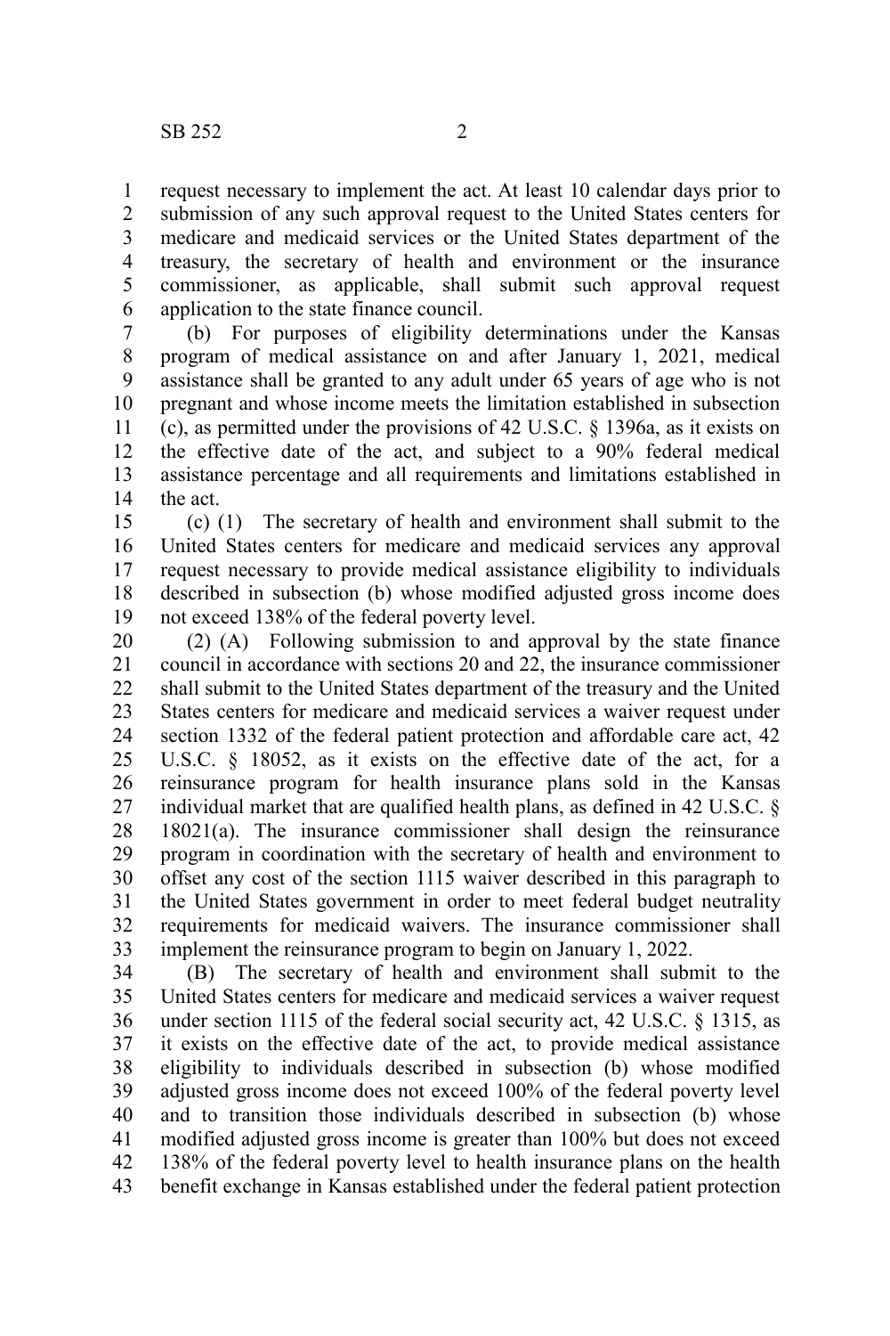request necessary to implement the act. At least 10 calendar days prior to submission of any such approval request to the United States centers for medicare and medicaid services or the United States department of the treasury, the secretary of health and environment or the insurance commissioner, as applicable, shall submit such approval request application to the state finance council.

(b) For purposes of eligibility determinations under the Kansas program of medical assistance on and after January 1, 2021, medical assistance shall be granted to any adult under 65 years of age who is not pregnant and whose income meets the limitation established in subsection (c), as permitted under the provisions of 42 U.S.C. § 1396a, as it exists on the effective date of the act, and subject to a 90% federal medical assistance percentage and all requirements and limitations established in the act.

(c) (1) The secretary of health and environment shall submit to the United States centers for medicare and medicaid services any approval request necessary to provide medical assistance eligibility to individuals described in subsection (b) whose modified adjusted gross income does not exceed 138% of the federal poverty level.

(2) (A) Following submission to and approval by the state finance council in accordance with sections 20 and 22, the insurance commissioner shall submit to the United States department of the treasury and the United States centers for medicare and medicaid services a waiver request under section 1332 of the federal patient protection and affordable care act, 42 U.S.C. § 18052, as it exists on the effective date of the act, for a reinsurance program for health insurance plans sold in the Kansas individual market that are qualified health plans, as defined in 42 U.S.C. § 18021(a). The insurance commissioner shall design the reinsurance program in coordination with the secretary of health and environment to offset any cost of the section 1115 waiver described in this paragraph to the United States government in order to meet federal budget neutrality requirements for medicaid waivers. The insurance commissioner shall implement the reinsurance program to begin on January 1, 2022.

(B) The secretary of health and environment shall submit to the United States centers for medicare and medicaid services a waiver request under section 1115 of the federal social security act, 42 U.S.C. § 1315, as it exists on the effective date of the act, to provide medical assistance eligibility to individuals described in subsection (b) whose modified adjusted gross income does not exceed 100% of the federal poverty level and to transition those individuals described in subsection (b) whose modified adjusted gross income is greater than 100% but does not exceed 138% of the federal poverty level to health insurance plans on the health benefit exchange in Kansas established under the federal patient protection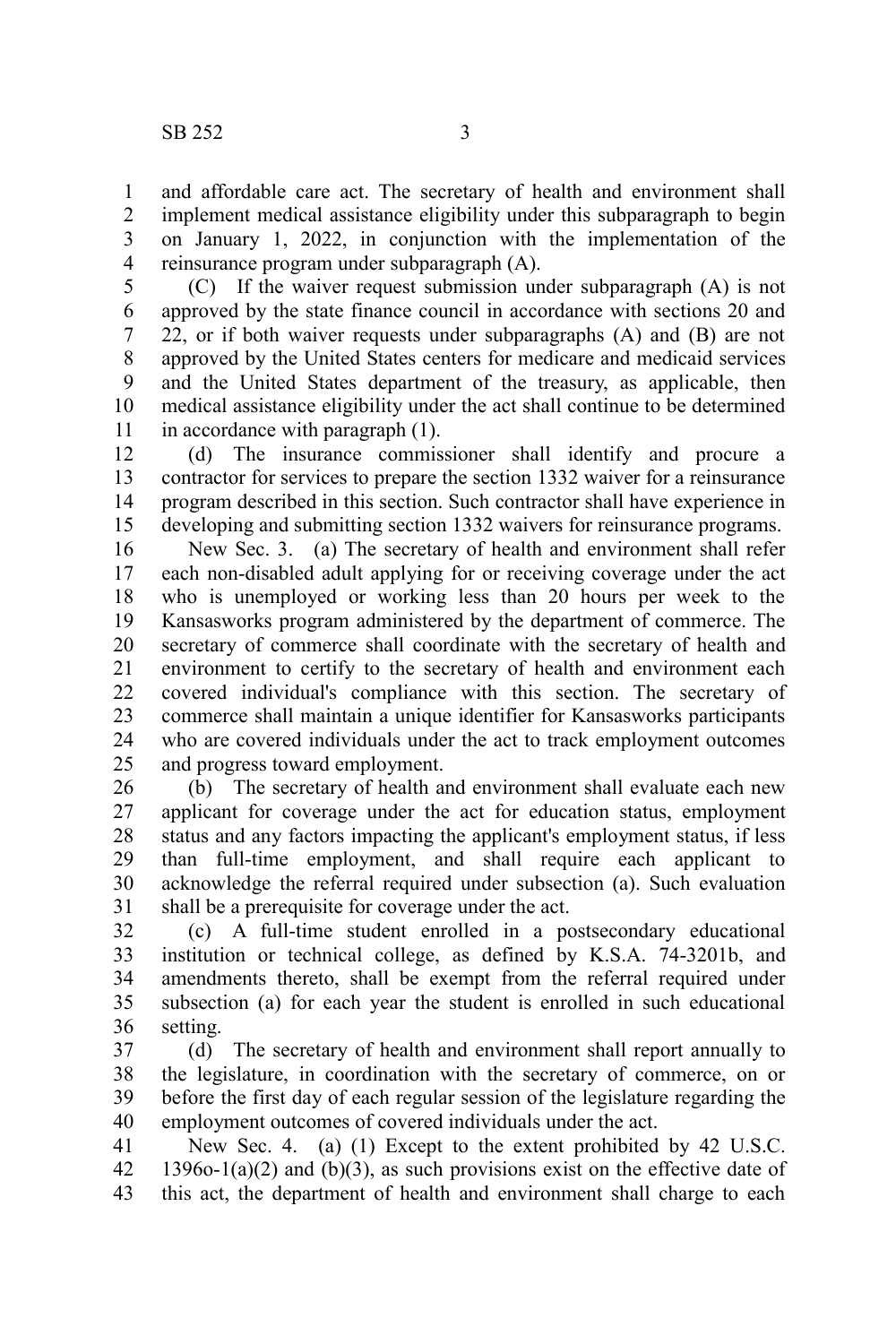and affordable care act. The secretary of health and environment shall implement medical assistance eligibility under this subparagraph to begin on January 1, 2022, in conjunction with the implementation of the reinsurance program under subparagraph (A).

(C) If the waiver request submission under subparagraph (A) is not approved by the state finance council in accordance with sections 20 and 22, or if both waiver requests under subparagraphs (A) and (B) are not approved by the United States centers for medicare and medicaid services and the United States department of the treasury, as applicable, then medical assistance eligibility under the act shall continue to be determined in accordance with paragraph (1).

(d) The insurance commissioner shall identify and procure a contractor for services to prepare the section 1332 waiver for a reinsurance program described in this section. Such contractor shall have experience in developing and submitting section 1332 waivers for reinsurance programs.

New Sec. 3. (a) The secretary of health and environment shall refer each non-disabled adult applying for or receiving coverage under the act who is unemployed or working less than 20 hours per week to the Kansasworks program administered by the department of commerce. The secretary of commerce shall coordinate with the secretary of health and environment to certify to the secretary of health and environment each covered individual's compliance with this section. The secretary of commerce shall maintain a unique identifier for Kansasworks participants who are covered individuals under the act to track employment outcomes and progress toward employment.

(b) The secretary of health and environment shall evaluate each new applicant for coverage under the act for education status, employment status and any factors impacting the applicant's employment status, if less than full-time employment, and shall require each applicant to acknowledge the referral required under subsection (a). Such evaluation shall be a prerequisite for coverage under the act.

(c) A full-time student enrolled in a postsecondary educational institution or technical college, as defined by K.S.A. 74-3201b, and amendments thereto, shall be exempt from the referral required under subsection (a) for each year the student is enrolled in such educational setting.

(d) The secretary of health and environment shall report annually to the legislature, in coordination with the secretary of commerce, on or before the first day of each regular session of the legislature regarding the employment outcomes of covered individuals under the act.

New Sec. 4. (a) (1) Except to the extent prohibited by 42 U.S.C. 1396o-1(a)(2) and (b)(3), as such provisions exist on the effective date of this act, the department of health and environment shall charge to each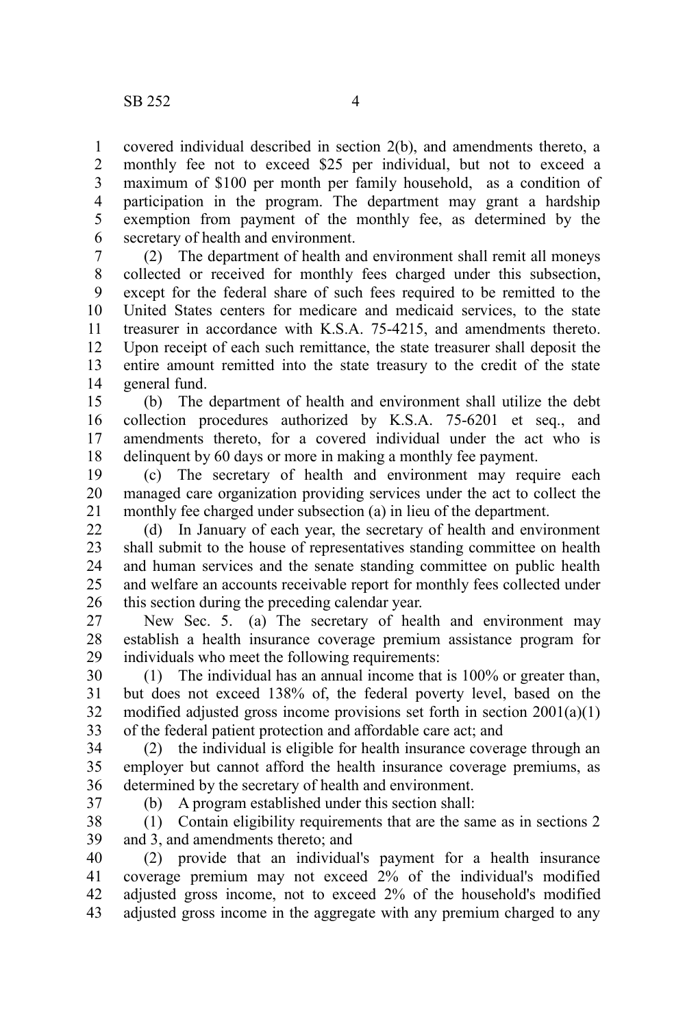covered individual described in section 2(b), and amendments thereto, a monthly fee not to exceed $25 per individual, but not to exceed a maximum of $100 per month per family household, as a condition of participation in the program. The department may grant a hardship exemption from payment of the monthly fee, as determined by the secretary of health and environment.

(2) The department of health and environment shall remit all moneys collected or received for monthly fees charged under this subsection, except for the federal share of such fees required to be remitted to the United States centers for medicare and medicaid services, to the state treasurer in accordance with K.S.A. 75-4215, and amendments thereto. Upon receipt of each such remittance, the state treasurer shall deposit the entire amount remitted into the state treasury to the credit of the state general fund.

(b) The department of health and environment shall utilize the debt collection procedures authorized by K.S.A. 75-6201 et seq., and amendments thereto, for a covered individual under the act who is delinquent by 60 days or more in making a monthly fee payment.

(c) The secretary of health and environment may require each managed care organization providing services under the act to collect the monthly fee charged under subsection (a) in lieu of the department.

(d) In January of each year, the secretary of health and environment shall submit to the house of representatives standing committee on health and human services and the senate standing committee on public health and welfare an accounts receivable report for monthly fees collected under this section during the preceding calendar year.

New Sec. 5. (a) The secretary of health and environment may establish a health insurance coverage premium assistance program for individuals who meet the following requirements:

(1) The individual has an annual income that is 100% or greater than, but does not exceed 138% of, the federal poverty level, based on the modified adjusted gross income provisions set forth in section 2001(a)(1) of the federal patient protection and affordable care act; and

(2) the individual is eligible for health insurance coverage through an employer but cannot afford the health insurance coverage premiums, as determined by the secretary of health and environment.

(b) A program established under this section shall:

(1) Contain eligibility requirements that are the same as in sections 2 and 3, and amendments thereto; and

(2) provide that an individual's payment for a health insurance coverage premium may not exceed 2% of the individual's modified adjusted gross income, not to exceed 2% of the household's modified adjusted gross income in the aggregate with any premium charged to any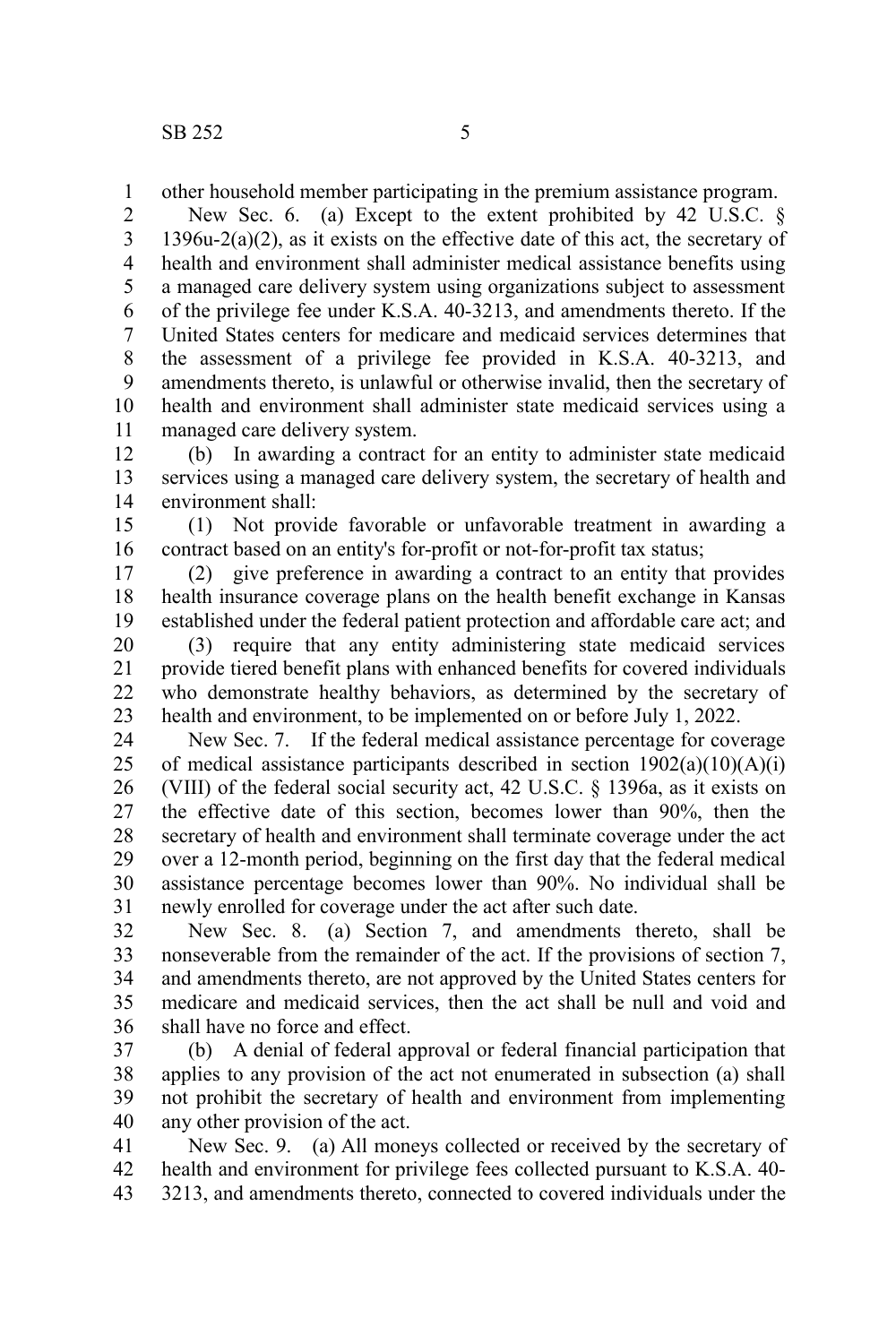other household member participating in the premium assistance program.

New Sec. 6. (a) Except to the extent prohibited by 42 U.S.C. § 1396u-2(a)(2), as it exists on the effective date of this act, the secretary of health and environment shall administer medical assistance benefits using a managed care delivery system using organizations subject to assessment of the privilege fee under K.S.A. 40-3213, and amendments thereto. If the United States centers for medicare and medicaid services determines that the assessment of a privilege fee provided in K.S.A. 40-3213, and amendments thereto, is unlawful or otherwise invalid, then the secretary of health and environment shall administer state medicaid services using a managed care delivery system.

(b) In awarding a contract for an entity to administer state medicaid services using a managed care delivery system, the secretary of health and environment shall:

(1) Not provide favorable or unfavorable treatment in awarding a contract based on an entity's for-profit or not-for-profit tax status;

(2) give preference in awarding a contract to an entity that provides health insurance coverage plans on the health benefit exchange in Kansas established under the federal patient protection and affordable care act; and

(3) require that any entity administering state medicaid services provide tiered benefit plans with enhanced benefits for covered individuals who demonstrate healthy behaviors, as determined by the secretary of health and environment, to be implemented on or before July 1, 2022.

New Sec. 7. If the federal medical assistance percentage for coverage of medical assistance participants described in section 1902(a)(10)(A)(i)(VIII) of the federal social security act, 42 U.S.C. § 1396a, as it exists on the effective date of this section, becomes lower than 90%, then the secretary of health and environment shall terminate coverage under the act over a 12-month period, beginning on the first day that the federal medical assistance percentage becomes lower than 90%. No individual shall be newly enrolled for coverage under the act after such date.

New Sec. 8. (a) Section 7, and amendments thereto, shall be nonseverable from the remainder of the act. If the provisions of section 7, and amendments thereto, are not approved by the United States centers for medicare and medicaid services, then the act shall be null and void and shall have no force and effect.

(b) A denial of federal approval or federal financial participation that applies to any provision of the act not enumerated in subsection (a) shall not prohibit the secretary of health and environment from implementing any other provision of the act.

New Sec. 9. (a) All moneys collected or received by the secretary of health and environment for privilege fees collected pursuant to K.S.A. 40-3213, and amendments thereto, connected to covered individuals under the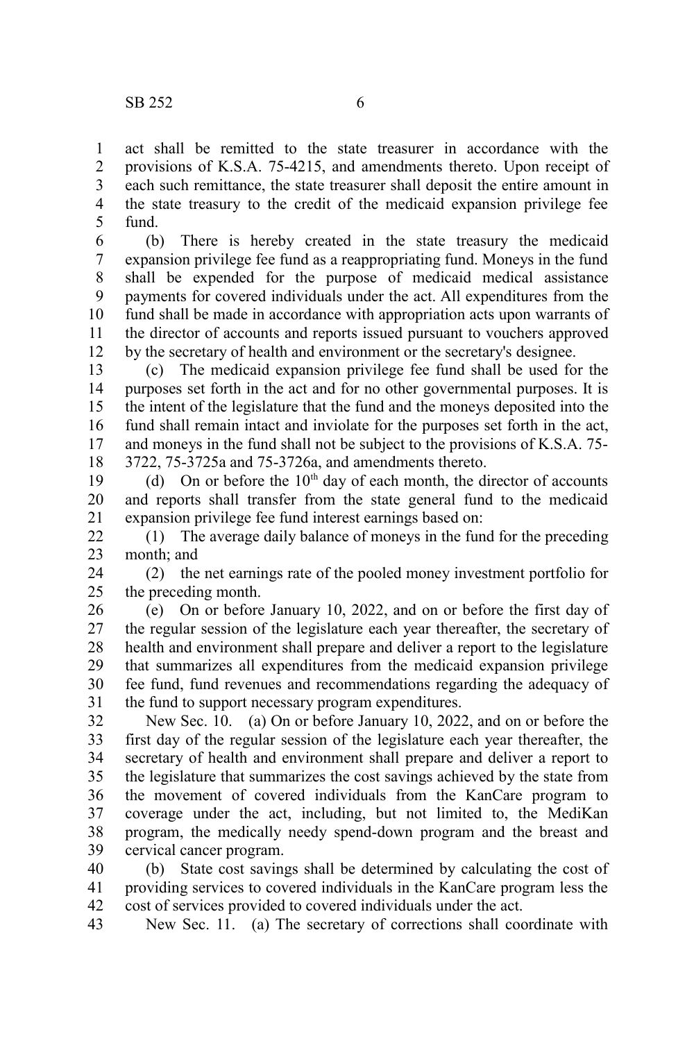act shall be remitted to the state treasurer in accordance with the provisions of K.S.A. 75-4215, and amendments thereto. Upon receipt of each such remittance, the state treasurer shall deposit the entire amount in the state treasury to the credit of the medicaid expansion privilege fee fund.

(b) There is hereby created in the state treasury the medicaid expansion privilege fee fund as a reappropriating fund. Moneys in the fund shall be expended for the purpose of medicaid medical assistance payments for covered individuals under the act. All expenditures from the fund shall be made in accordance with appropriation acts upon warrants of the director of accounts and reports issued pursuant to vouchers approved by the secretary of health and environment or the secretary's designee.

(c) The medicaid expansion privilege fee fund shall be used for the purposes set forth in the act and for no other governmental purposes. It is the intent of the legislature that the fund and the moneys deposited into the fund shall remain intact and inviolate for the purposes set forth in the act, and moneys in the fund shall not be subject to the provisions of K.S.A. 75-3722, 75-3725a and 75-3726a, and amendments thereto.

(d) On or before the 10th day of each month, the director of accounts and reports shall transfer from the state general fund to the medicaid expansion privilege fee fund interest earnings based on:

(1) The average daily balance of moneys in the fund for the preceding month; and

(2) the net earnings rate of the pooled money investment portfolio for the preceding month.

(e) On or before January 10, 2022, and on or before the first day of the regular session of the legislature each year thereafter, the secretary of health and environment shall prepare and deliver a report to the legislature that summarizes all expenditures from the medicaid expansion privilege fee fund, fund revenues and recommendations regarding the adequacy of the fund to support necessary program expenditures.

New Sec. 10. (a) On or before January 10, 2022, and on or before the first day of the regular session of the legislature each year thereafter, the secretary of health and environment shall prepare and deliver a report to the legislature that summarizes the cost savings achieved by the state from the movement of covered individuals from the KanCare program to coverage under the act, including, but not limited to, the MediKan program, the medically needy spend-down program and the breast and cervical cancer program.

(b) State cost savings shall be determined by calculating the cost of providing services to covered individuals in the KanCare program less the cost of services provided to covered individuals under the act.

New Sec. 11. (a) The secretary of corrections shall coordinate with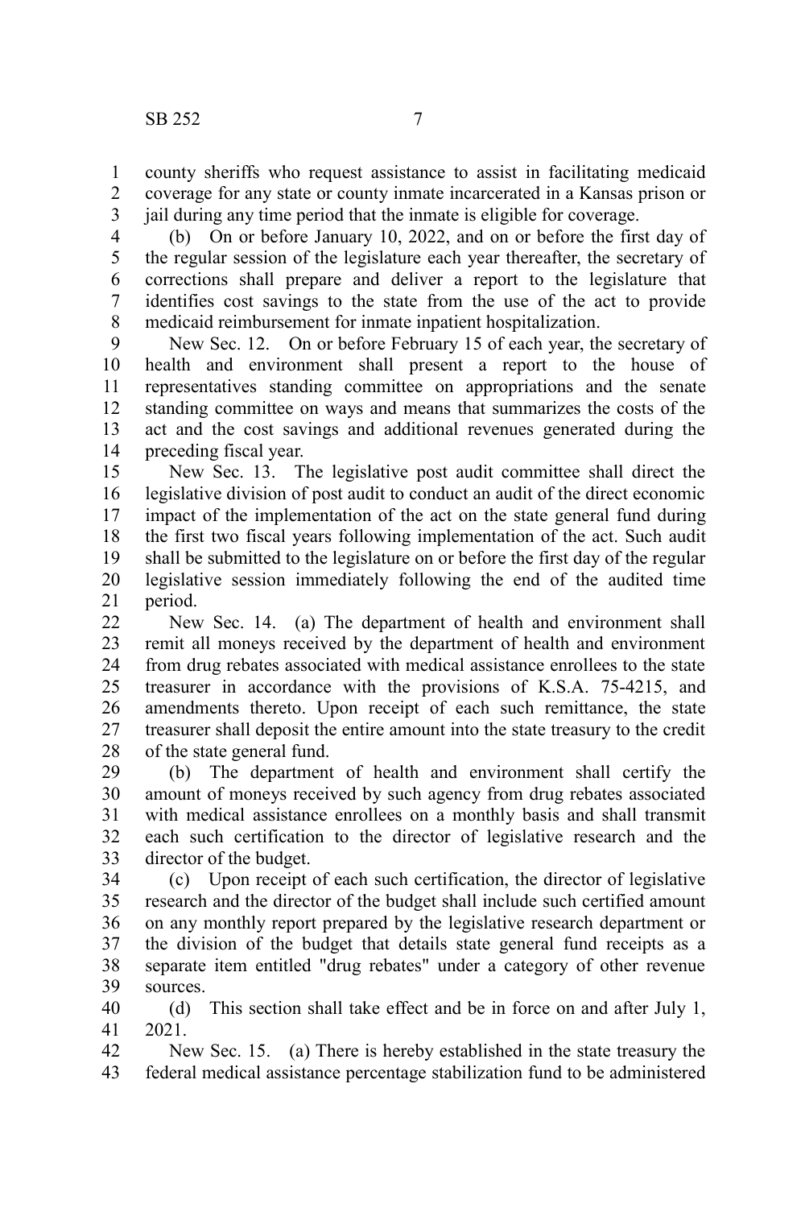county sheriffs who request assistance to assist in facilitating medicaid coverage for any state or county inmate incarcerated in a Kansas prison or jail during any time period that the inmate is eligible for coverage.

(b) On or before January 10, 2022, and on or before the first day of the regular session of the legislature each year thereafter, the secretary of corrections shall prepare and deliver a report to the legislature that identifies cost savings to the state from the use of the act to provide medicaid reimbursement for inmate inpatient hospitalization.

New Sec. 12. On or before February 15 of each year, the secretary of health and environment shall present a report to the house of representatives standing committee on appropriations and the senate standing committee on ways and means that summarizes the costs of the act and the cost savings and additional revenues generated during the preceding fiscal year.

New Sec. 13. The legislative post audit committee shall direct the legislative division of post audit to conduct an audit of the direct economic impact of the implementation of the act on the state general fund during the first two fiscal years following implementation of the act. Such audit shall be submitted to the legislature on or before the first day of the regular legislative session immediately following the end of the audited time period.

New Sec. 14. (a) The department of health and environment shall remit all moneys received by the department of health and environment from drug rebates associated with medical assistance enrollees to the state treasurer in accordance with the provisions of K.S.A. 75-4215, and amendments thereto. Upon receipt of each such remittance, the state treasurer shall deposit the entire amount into the state treasury to the credit of the state general fund.

(b) The department of health and environment shall certify the amount of moneys received by such agency from drug rebates associated with medical assistance enrollees on a monthly basis and shall transmit each such certification to the director of legislative research and the director of the budget.

(c) Upon receipt of each such certification, the director of legislative research and the director of the budget shall include such certified amount on any monthly report prepared by the legislative research department or the division of the budget that details state general fund receipts as a separate item entitled "drug rebates" under a category of other revenue sources.

(d) This section shall take effect and be in force on and after July 1, 2021.

New Sec. 15. (a) There is hereby established in the state treasury the federal medical assistance percentage stabilization fund to be administered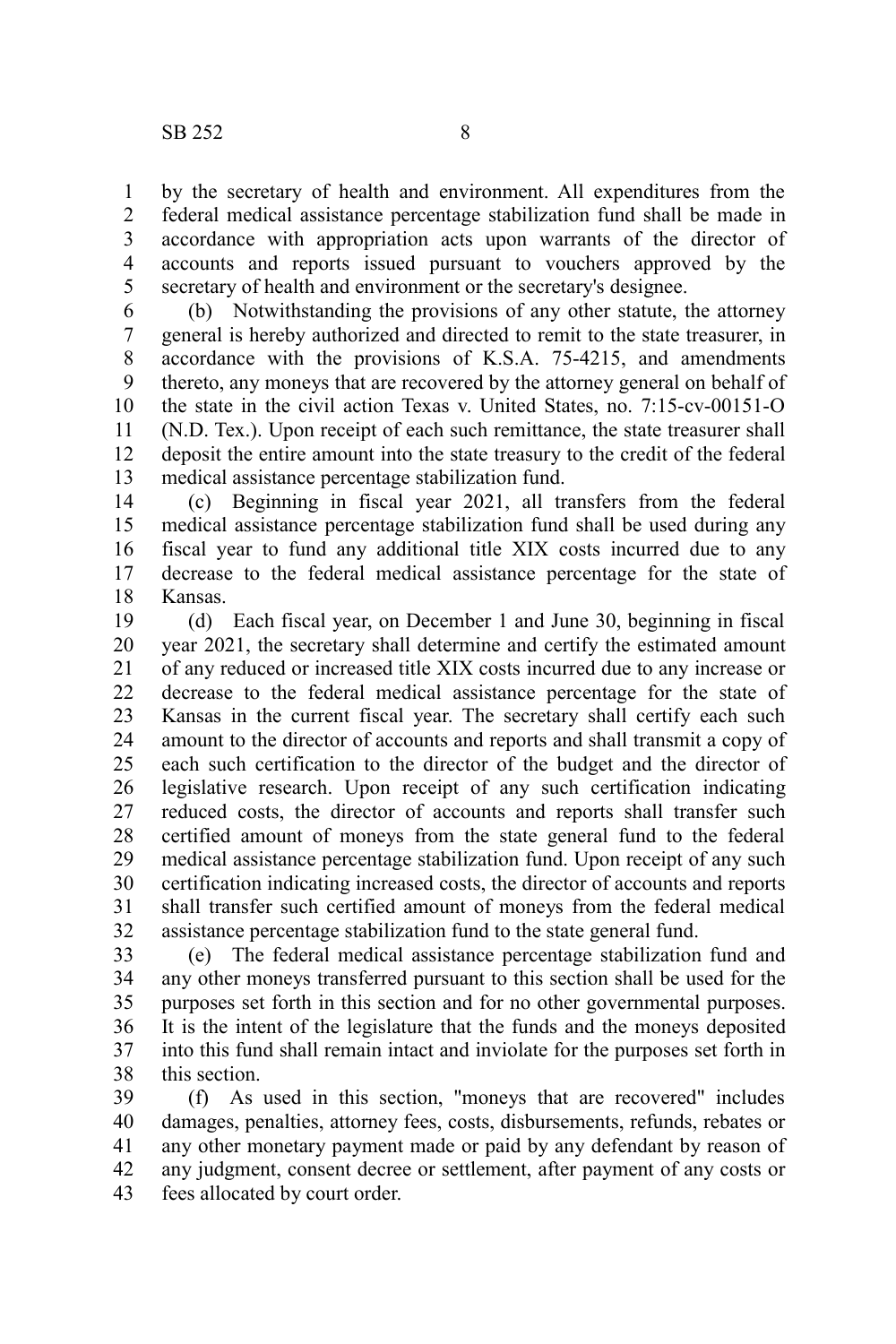by the secretary of health and environment. All expenditures from the federal medical assistance percentage stabilization fund shall be made in accordance with appropriation acts upon warrants of the director of accounts and reports issued pursuant to vouchers approved by the secretary of health and environment or the secretary's designee.

(b) Notwithstanding the provisions of any other statute, the attorney general is hereby authorized and directed to remit to the state treasurer, in accordance with the provisions of K.S.A. 75-4215, and amendments thereto, any moneys that are recovered by the attorney general on behalf of the state in the civil action Texas v. United States, no. 7:15-cv-00151-O (N.D. Tex.). Upon receipt of each such remittance, the state treasurer shall deposit the entire amount into the state treasury to the credit of the federal medical assistance percentage stabilization fund.

(c) Beginning in fiscal year 2021, all transfers from the federal medical assistance percentage stabilization fund shall be used during any fiscal year to fund any additional title XIX costs incurred due to any decrease to the federal medical assistance percentage for the state of Kansas.

(d) Each fiscal year, on December 1 and June 30, beginning in fiscal year 2021, the secretary shall determine and certify the estimated amount of any reduced or increased title XIX costs incurred due to any increase or decrease to the federal medical assistance percentage for the state of Kansas in the current fiscal year. The secretary shall certify each such amount to the director of accounts and reports and shall transmit a copy of each such certification to the director of the budget and the director of legislative research. Upon receipt of any such certification indicating reduced costs, the director of accounts and reports shall transfer such certified amount of moneys from the state general fund to the federal medical assistance percentage stabilization fund. Upon receipt of any such certification indicating increased costs, the director of accounts and reports shall transfer such certified amount of moneys from the federal medical assistance percentage stabilization fund to the state general fund.

(e) The federal medical assistance percentage stabilization fund and any other moneys transferred pursuant to this section shall be used for the purposes set forth in this section and for no other governmental purposes. It is the intent of the legislature that the funds and the moneys deposited into this fund shall remain intact and inviolate for the purposes set forth in this section.

(f) As used in this section, "moneys that are recovered" includes damages, penalties, attorney fees, costs, disbursements, refunds, rebates or any other monetary payment made or paid by any defendant by reason of any judgment, consent decree or settlement, after payment of any costs or fees allocated by court order.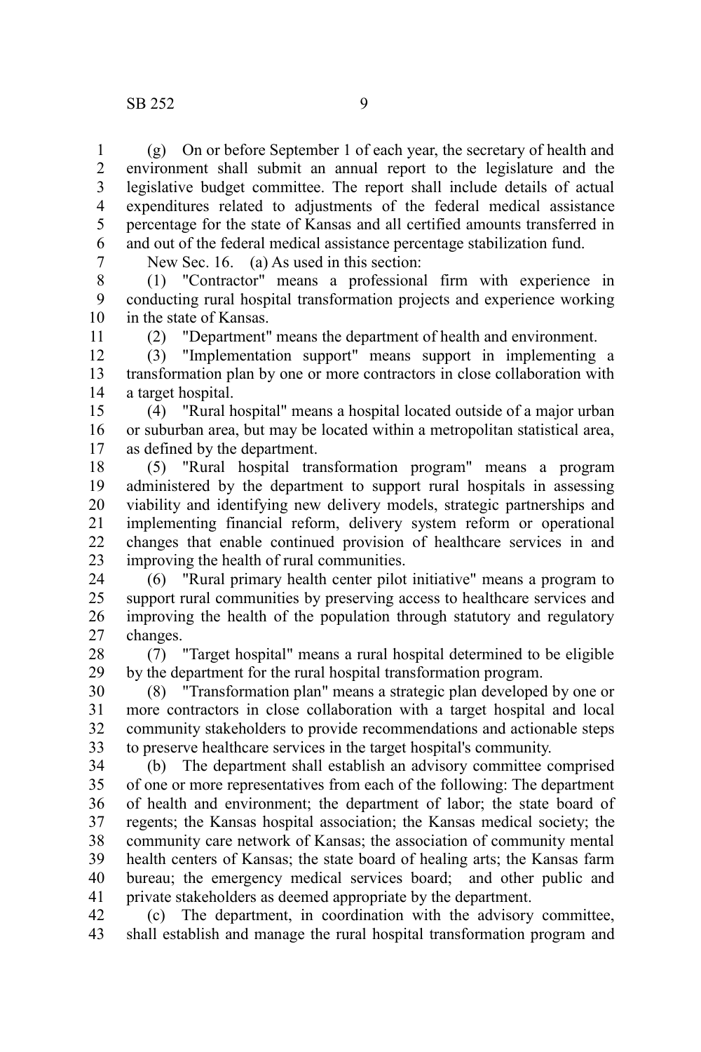(g) On or before September 1 of each year, the secretary of health and environment shall submit an annual report to the legislature and the legislative budget committee. The report shall include details of actual expenditures related to adjustments of the federal medical assistance percentage for the state of Kansas and all certified amounts transferred in and out of the federal medical assistance percentage stabilization fund.

New Sec. 16. (a) As used in this section:

(1) "Contractor" means a professional firm with experience in conducting rural hospital transformation projects and experience working in the state of Kansas.

(2) "Department" means the department of health and environment.

(3) "Implementation support" means support in implementing a transformation plan by one or more contractors in close collaboration with a target hospital.

(4) "Rural hospital" means a hospital located outside of a major urban or suburban area, but may be located within a metropolitan statistical area, as defined by the department.

(5) "Rural hospital transformation program" means a program administered by the department to support rural hospitals in assessing viability and identifying new delivery models, strategic partnerships and implementing financial reform, delivery system reform or operational changes that enable continued provision of healthcare services in and improving the health of rural communities.

(6) "Rural primary health center pilot initiative" means a program to support rural communities by preserving access to healthcare services and improving the health of the population through statutory and regulatory changes.

(7) "Target hospital" means a rural hospital determined to be eligible by the department for the rural hospital transformation program.

(8) "Transformation plan" means a strategic plan developed by one or more contractors in close collaboration with a target hospital and local community stakeholders to provide recommendations and actionable steps to preserve healthcare services in the target hospital's community.

(b) The department shall establish an advisory committee comprised of one or more representatives from each of the following: The department of health and environment; the department of labor; the state board of regents; the Kansas hospital association; the Kansas medical society; the community care network of Kansas; the association of community mental health centers of Kansas; the state board of healing arts; the Kansas farm bureau; the emergency medical services board; and other public and private stakeholders as deemed appropriate by the department.

(c) The department, in coordination with the advisory committee, shall establish and manage the rural hospital transformation program and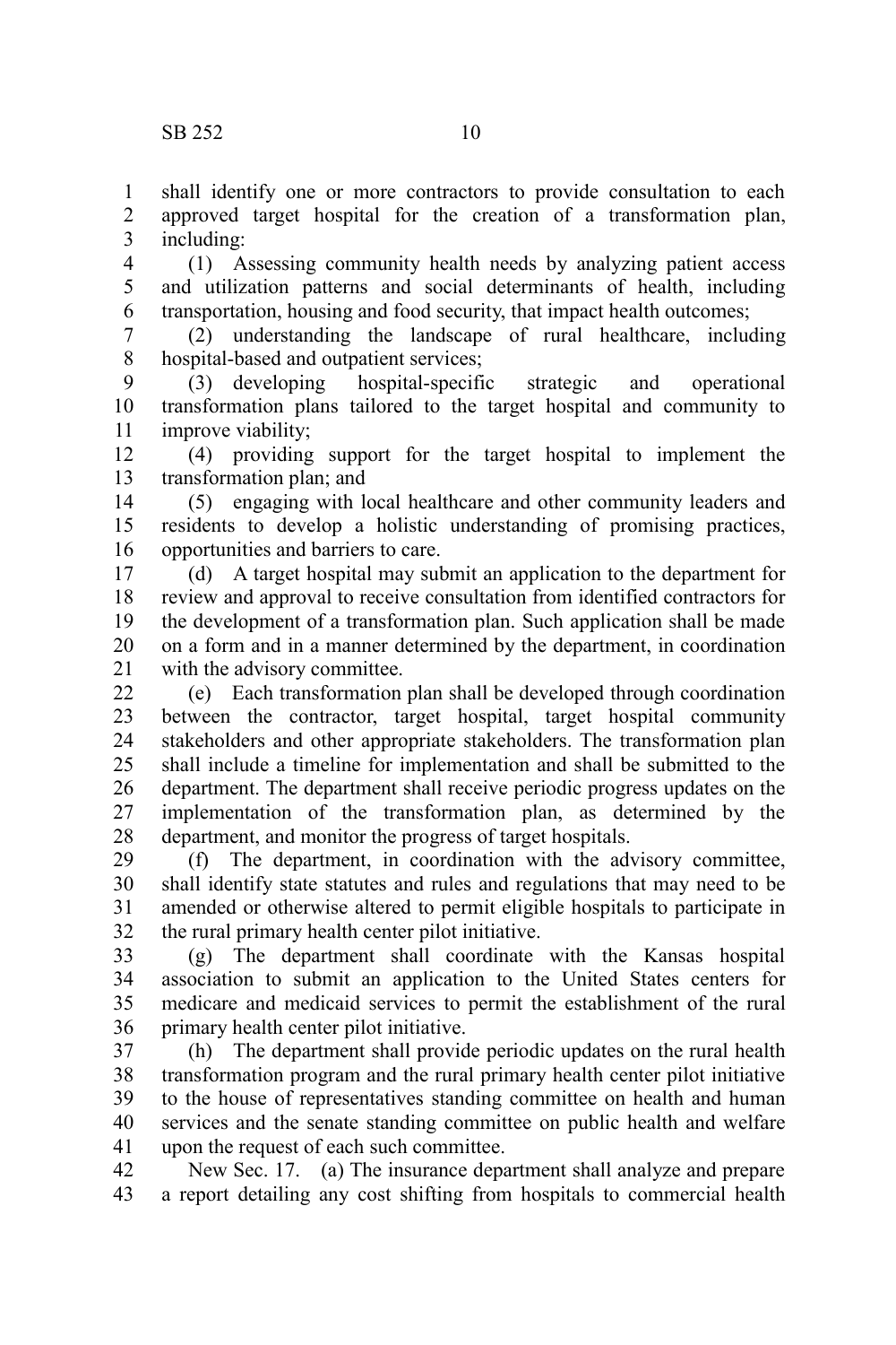shall identify one or more contractors to provide consultation to each approved target hospital for the creation of a transformation plan, including:

(1) Assessing community health needs by analyzing patient access and utilization patterns and social determinants of health, including transportation, housing and food security, that impact health outcomes;

(2) understanding the landscape of rural healthcare, including hospital-based and outpatient services;

(3) developing hospital-specific strategic and operational transformation plans tailored to the target hospital and community to improve viability;

(4) providing support for the target hospital to implement the transformation plan; and

(5) engaging with local healthcare and other community leaders and residents to develop a holistic understanding of promising practices, opportunities and barriers to care.

(d) A target hospital may submit an application to the department for review and approval to receive consultation from identified contractors for the development of a transformation plan. Such application shall be made on a form and in a manner determined by the department, in coordination with the advisory committee.

(e) Each transformation plan shall be developed through coordination between the contractor, target hospital, target hospital community stakeholders and other appropriate stakeholders. The transformation plan shall include a timeline for implementation and shall be submitted to the department. The department shall receive periodic progress updates on the implementation of the transformation plan, as determined by the department, and monitor the progress of target hospitals.

(f) The department, in coordination with the advisory committee, shall identify state statutes and rules and regulations that may need to be amended or otherwise altered to permit eligible hospitals to participate in the rural primary health center pilot initiative.

(g) The department shall coordinate with the Kansas hospital association to submit an application to the United States centers for medicare and medicaid services to permit the establishment of the rural primary health center pilot initiative.

(h) The department shall provide periodic updates on the rural health transformation program and the rural primary health center pilot initiative to the house of representatives standing committee on health and human services and the senate standing committee on public health and welfare upon the request of each such committee.

New Sec. 17. (a) The insurance department shall analyze and prepare a report detailing any cost shifting from hospitals to commercial health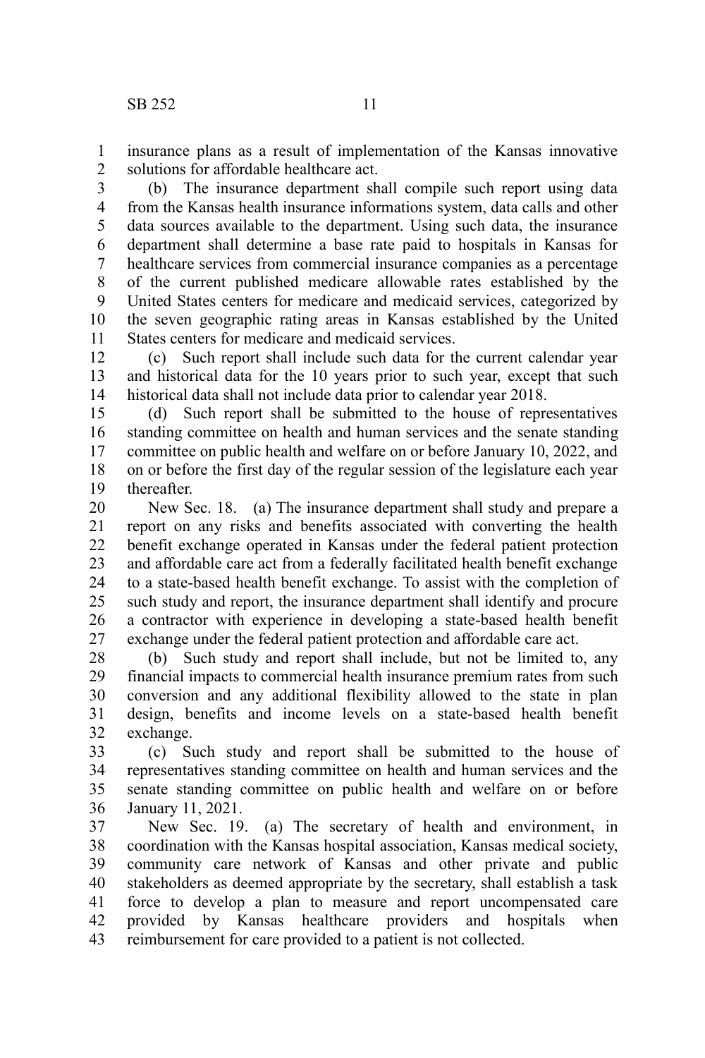insurance plans as a result of implementation of the Kansas innovative solutions for affordable healthcare act.

(b) The insurance department shall compile such report using data from the Kansas health insurance informations system, data calls and other data sources available to the department. Using such data, the insurance department shall determine a base rate paid to hospitals in Kansas for healthcare services from commercial insurance companies as a percentage of the current published medicare allowable rates established by the United States centers for medicare and medicaid services, categorized by the seven geographic rating areas in Kansas established by the United States centers for medicare and medicaid services.

(c) Such report shall include such data for the current calendar year and historical data for the 10 years prior to such year, except that such historical data shall not include data prior to calendar year 2018.

(d) Such report shall be submitted to the house of representatives standing committee on health and human services and the senate standing committee on public health and welfare on or before January 10, 2022, and on or before the first day of the regular session of the legislature each year thereafter.

New Sec. 18. (a) The insurance department shall study and prepare a report on any risks and benefits associated with converting the health benefit exchange operated in Kansas under the federal patient protection and affordable care act from a federally facilitated health benefit exchange to a state-based health benefit exchange. To assist with the completion of such study and report, the insurance department shall identify and procure a contractor with experience in developing a state-based health benefit exchange under the federal patient protection and affordable care act.

(b) Such study and report shall include, but not be limited to, any financial impacts to commercial health insurance premium rates from such conversion and any additional flexibility allowed to the state in plan design, benefits and income levels on a state-based health benefit exchange.

(c) Such study and report shall be submitted to the house of representatives standing committee on health and human services and the senate standing committee on public health and welfare on or before January 11, 2021.

New Sec. 19. (a) The secretary of health and environment, in coordination with the Kansas hospital association, Kansas medical society, community care network of Kansas and other private and public stakeholders as deemed appropriate by the secretary, shall establish a task force to develop a plan to measure and report uncompensated care provided by Kansas healthcare providers and hospitals when reimbursement for care provided to a patient is not collected.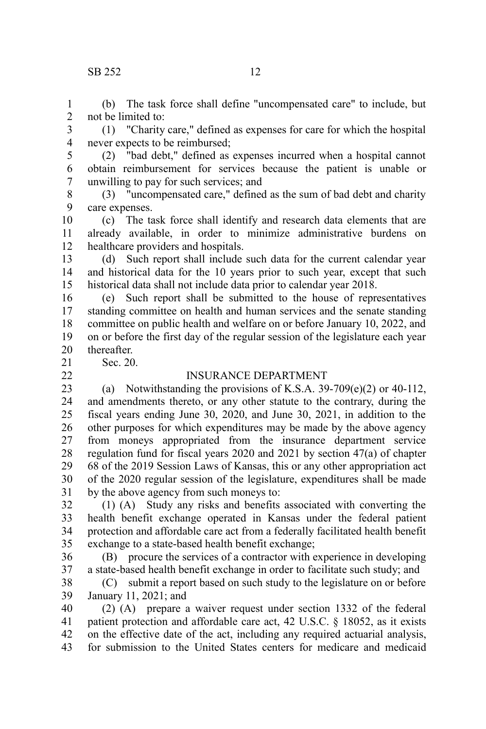(b) The task force shall define "uncompensated care" to include, but not be limited to:

(1) "Charity care," defined as expenses for care for which the hospital never expects to be reimbursed;

(2) "bad debt," defined as expenses incurred when a hospital cannot obtain reimbursement for services because the patient is unable or unwilling to pay for such services; and

(3) "uncompensated care," defined as the sum of bad debt and charity care expenses.

(c) The task force shall identify and research data elements that are already available, in order to minimize administrative burdens on healthcare providers and hospitals.

(d) Such report shall include such data for the current calendar year and historical data for the 10 years prior to such year, except that such historical data shall not include data prior to calendar year 2018.

(e) Such report shall be submitted to the house of representatives standing committee on health and human services and the senate standing committee on public health and welfare on or before January 10, 2022, and on or before the first day of the regular session of the legislature each year thereafter.

Sec. 20.

INSURANCE DEPARTMENT

(a) Notwithstanding the provisions of K.S.A. 39-709(e)(2) or 40-112, and amendments thereto, or any other statute to the contrary, during the fiscal years ending June 30, 2020, and June 30, 2021, in addition to the other purposes for which expenditures may be made by the above agency from moneys appropriated from the insurance department service regulation fund for fiscal years 2020 and 2021 by section 47(a) of chapter 68 of the 2019 Session Laws of Kansas, this or any other appropriation act of the 2020 regular session of the legislature, expenditures shall be made by the above agency from such moneys to:

(1) (A) Study any risks and benefits associated with converting the health benefit exchange operated in Kansas under the federal patient protection and affordable care act from a federally facilitated health benefit exchange to a state-based health benefit exchange;

(B) procure the services of a contractor with experience in developing a state-based health benefit exchange in order to facilitate such study; and

(C) submit a report based on such study to the legislature on or before January 11, 2021; and

(2) (A) prepare a waiver request under section 1332 of the federal patient protection and affordable care act, 42 U.S.C. § 18052, as it exists on the effective date of the act, including any required actuarial analysis, for submission to the United States centers for medicare and medicaid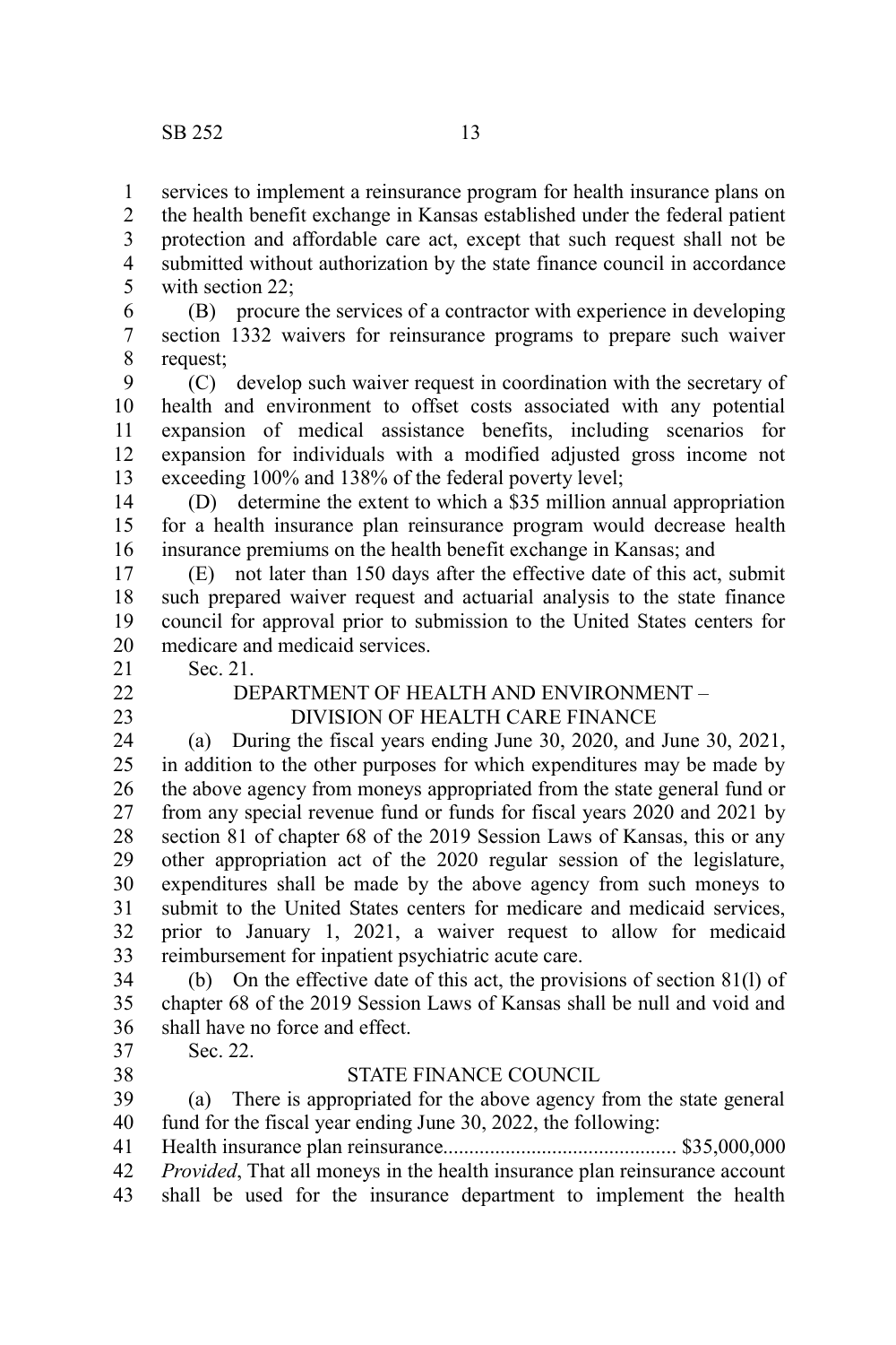services to implement a reinsurance program for health insurance plans on the health benefit exchange in Kansas established under the federal patient protection and affordable care act, except that such request shall not be submitted without authorization by the state finance council in accordance with section 22;

(B) procure the services of a contractor with experience in developing section 1332 waivers for reinsurance programs to prepare such waiver request;

(C) develop such waiver request in coordination with the secretary of health and environment to offset costs associated with any potential expansion of medical assistance benefits, including scenarios for expansion for individuals with a modified adjusted gross income not exceeding 100% and 138% of the federal poverty level;

(D) determine the extent to which a $35 million annual appropriation for a health insurance plan reinsurance program would decrease health insurance premiums on the health benefit exchange in Kansas; and

(E) not later than 150 days after the effective date of this act, submit such prepared waiver request and actuarial analysis to the state finance council for approval prior to submission to the United States centers for medicare and medicaid services.

Sec. 21.

DEPARTMENT OF HEALTH AND ENVIRONMENT –
DIVISION OF HEALTH CARE FINANCE

(a) During the fiscal years ending June 30, 2020, and June 30, 2021, in addition to the other purposes for which expenditures may be made by the above agency from moneys appropriated from the state general fund or from any special revenue fund or funds for fiscal years 2020 and 2021 by section 81 of chapter 68 of the 2019 Session Laws of Kansas, this or any other appropriation act of the 2020 regular session of the legislature, expenditures shall be made by the above agency from such moneys to submit to the United States centers for medicare and medicaid services, prior to January 1, 2021, a waiver request to allow for medicaid reimbursement for inpatient psychiatric acute care.

(b) On the effective date of this act, the provisions of section 81(l) of chapter 68 of the 2019 Session Laws of Kansas shall be null and void and shall have no force and effect.

Sec. 22.

STATE FINANCE COUNCIL

(a) There is appropriated for the above agency from the state general fund for the fiscal year ending June 30, 2022, the following:

Health insurance plan reinsurance............................................ $35,000,000

*Provided*, That all moneys in the health insurance plan reinsurance account shall be used for the insurance department to implement the health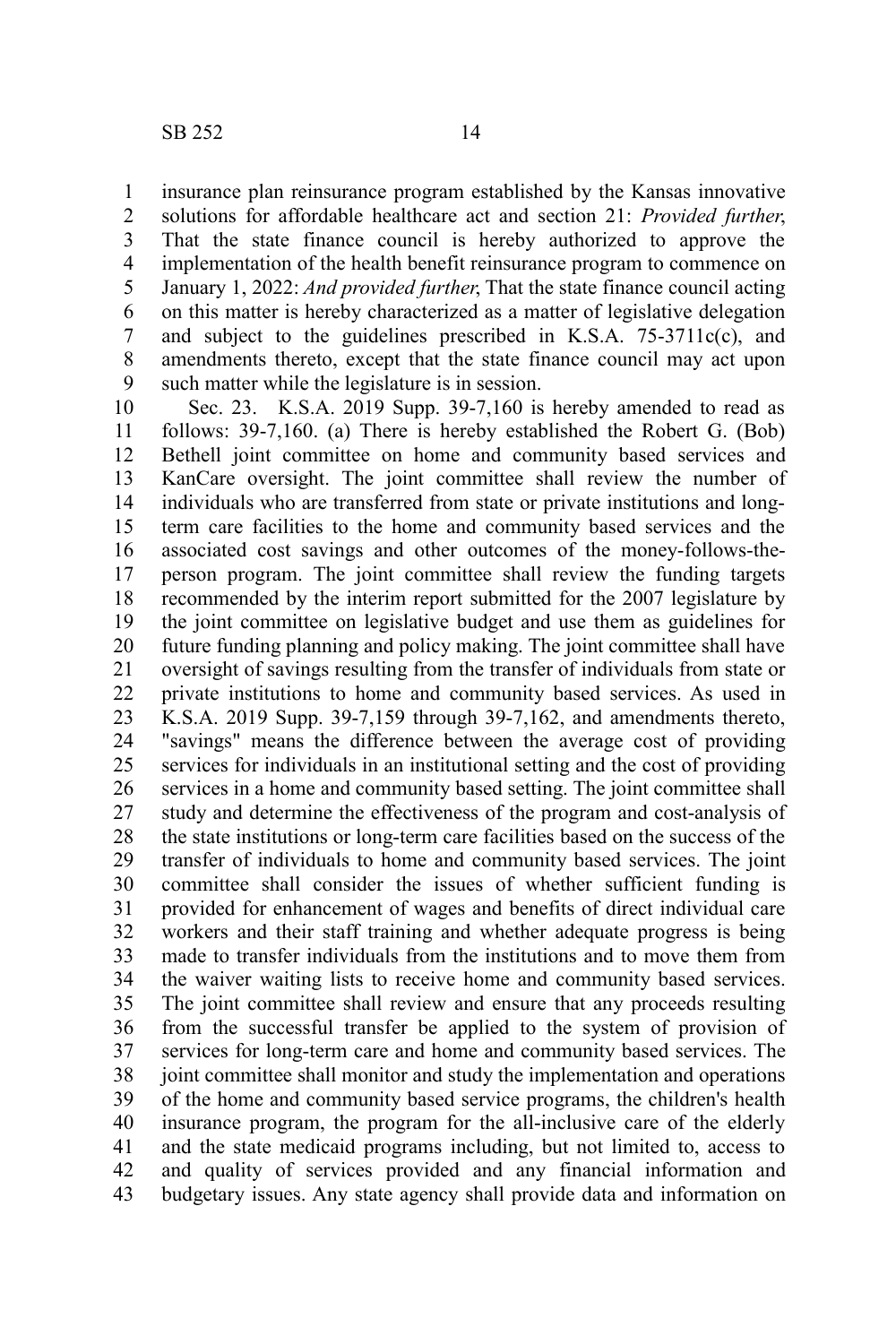insurance plan reinsurance program established by the Kansas innovative solutions for affordable healthcare act and section 21: *Provided further*, That the state finance council is hereby authorized to approve the implementation of the health benefit reinsurance program to commence on January 1, 2022: *And provided further*, That the state finance council acting on this matter is hereby characterized as a matter of legislative delegation and subject to the guidelines prescribed in K.S.A. 75-3711c(c), and amendments thereto, except that the state finance council may act upon such matter while the legislature is in session.

Sec. 23. K.S.A. 2019 Supp. 39-7,160 is hereby amended to read as follows: 39-7,160. (a) There is hereby established the Robert G. (Bob) Bethell joint committee on home and community based services and KanCare oversight. The joint committee shall review the number of individuals who are transferred from state or private institutions and long-term care facilities to the home and community based services and the associated cost savings and other outcomes of the money-follows-the-person program. The joint committee shall review the funding targets recommended by the interim report submitted for the 2007 legislature by the joint committee on legislative budget and use them as guidelines for future funding planning and policy making. The joint committee shall have oversight of savings resulting from the transfer of individuals from state or private institutions to home and community based services. As used in K.S.A. 2019 Supp. 39-7,159 through 39-7,162, and amendments thereto, "savings" means the difference between the average cost of providing services for individuals in an institutional setting and the cost of providing services in a home and community based setting. The joint committee shall study and determine the effectiveness of the program and cost-analysis of the state institutions or long-term care facilities based on the success of the transfer of individuals to home and community based services. The joint committee shall consider the issues of whether sufficient funding is provided for enhancement of wages and benefits of direct individual care workers and their staff training and whether adequate progress is being made to transfer individuals from the institutions and to move them from the waiver waiting lists to receive home and community based services. The joint committee shall review and ensure that any proceeds resulting from the successful transfer be applied to the system of provision of services for long-term care and home and community based services. The joint committee shall monitor and study the implementation and operations of the home and community based service programs, the children's health insurance program, the program for the all-inclusive care of the elderly and the state medicaid programs including, but not limited to, access to and quality of services provided and any financial information and budgetary issues. Any state agency shall provide data and information on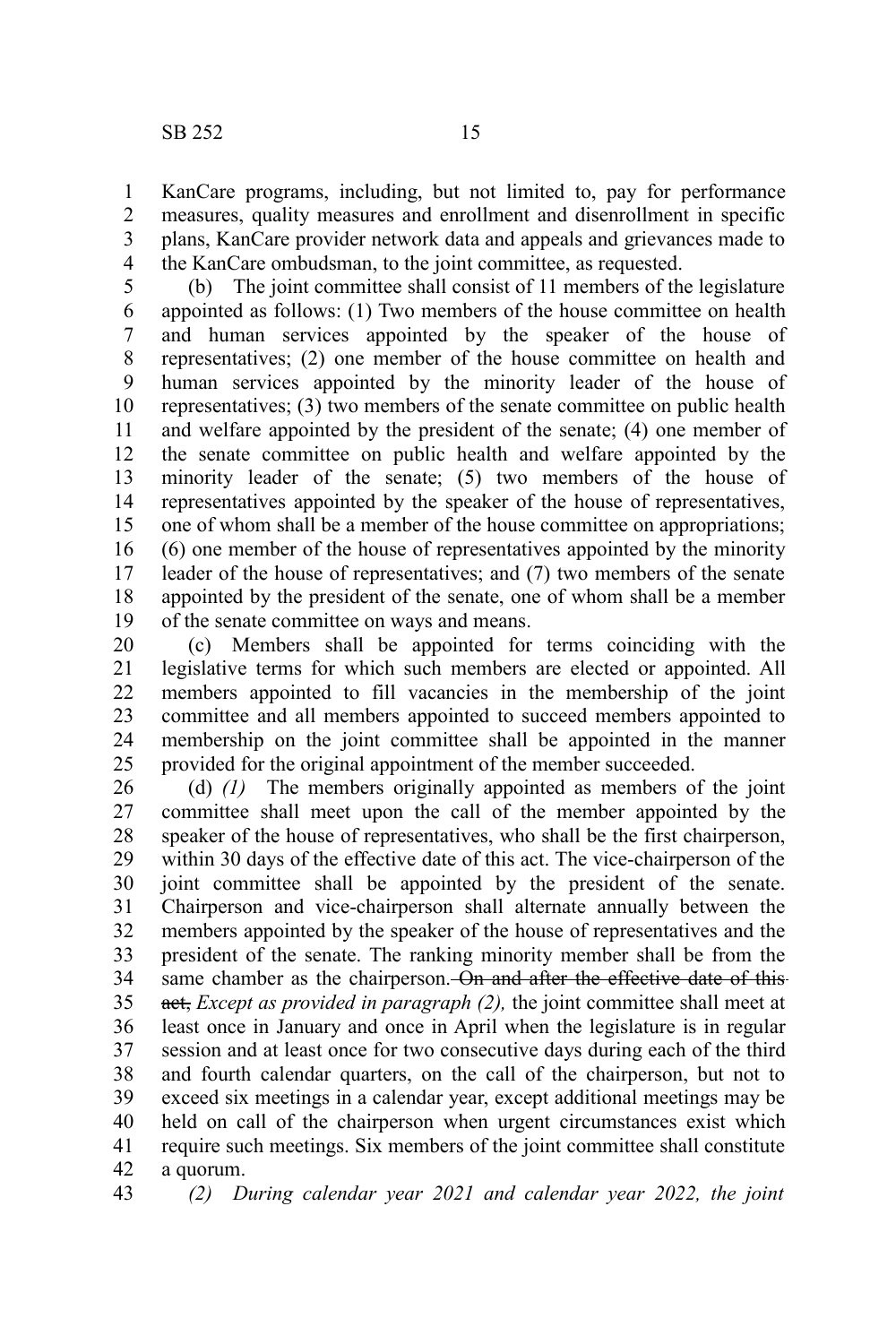KanCare programs, including, but not limited to, pay for performance measures, quality measures and enrollment and disenrollment in specific plans, KanCare provider network data and appeals and grievances made to the KanCare ombudsman, to the joint committee, as requested.

(b) The joint committee shall consist of 11 members of the legislature appointed as follows: (1) Two members of the house committee on health and human services appointed by the speaker of the house of representatives; (2) one member of the house committee on health and human services appointed by the minority leader of the house of representatives; (3) two members of the senate committee on public health and welfare appointed by the president of the senate; (4) one member of the senate committee on public health and welfare appointed by the minority leader of the senate; (5) two members of the house of representatives appointed by the speaker of the house of representatives, one of whom shall be a member of the house committee on appropriations; (6) one member of the house of representatives appointed by the minority leader of the house of representatives; and (7) two members of the senate appointed by the president of the senate, one of whom shall be a member of the senate committee on ways and means.

(c) Members shall be appointed for terms coinciding with the legislative terms for which such members are elected or appointed. All members appointed to fill vacancies in the membership of the joint committee and all members appointed to succeed members appointed to membership on the joint committee shall be appointed in the manner provided for the original appointment of the member succeeded.

(d) *(1)* The members originally appointed as members of the joint committee shall meet upon the call of the member appointed by the speaker of the house of representatives, who shall be the first chairperson, within 30 days of the effective date of this act. The vice-chairperson of the joint committee shall be appointed by the president of the senate. Chairperson and vice-chairperson shall alternate annually between the members appointed by the speaker of the house of representatives and the president of the senate. The ranking minority member shall be from the same chamber as the chairperson. ~~On and after the effective date of this act,~~ *Except as provided in paragraph (2),* the joint committee shall meet at least once in January and once in April when the legislature is in regular session and at least once for two consecutive days during each of the third and fourth calendar quarters, on the call of the chairperson, but not to exceed six meetings in a calendar year, except additional meetings may be held on call of the chairperson when urgent circumstances exist which require such meetings. Six members of the joint committee shall constitute a quorum.

*(2) During calendar year 2021 and calendar year 2022, the joint*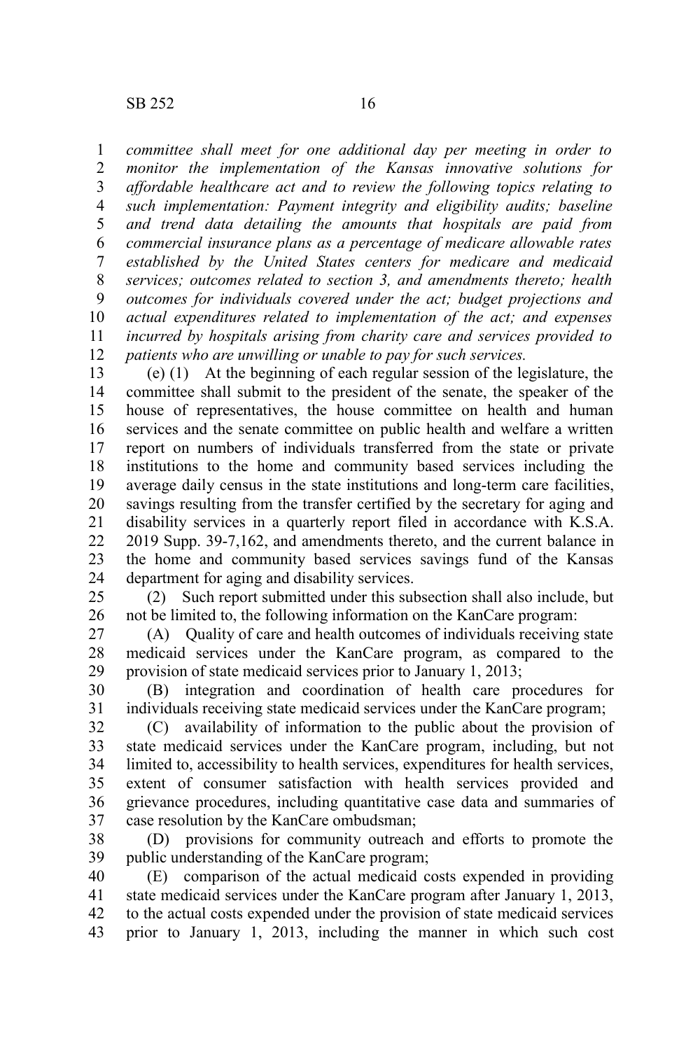*committee shall meet for one additional day per meeting in order to monitor the implementation of the Kansas innovative solutions for affordable healthcare act and to review the following topics relating to such implementation: Payment integrity and eligibility audits; baseline and trend data detailing the amounts that hospitals are paid from commercial insurance plans as a percentage of medicare allowable rates established by the United States centers for medicare and medicaid services; outcomes related to section 3, and amendments thereto; health outcomes for individuals covered under the act; budget projections and actual expenditures related to implementation of the act; and expenses incurred by hospitals arising from charity care and services provided to patients who are unwilling or unable to pay for such services.*

(e) (1) At the beginning of each regular session of the legislature, the committee shall submit to the president of the senate, the speaker of the house of representatives, the house committee on health and human services and the senate committee on public health and welfare a written report on numbers of individuals transferred from the state or private institutions to the home and community based services including the average daily census in the state institutions and long-term care facilities, savings resulting from the transfer certified by the secretary for aging and disability services in a quarterly report filed in accordance with K.S.A. 2019 Supp. 39-7,162, and amendments thereto, and the current balance in the home and community based services savings fund of the Kansas department for aging and disability services.

(2) Such report submitted under this subsection shall also include, but not be limited to, the following information on the KanCare program:

(A) Quality of care and health outcomes of individuals receiving state medicaid services under the KanCare program, as compared to the provision of state medicaid services prior to January 1, 2013;

(B) integration and coordination of health care procedures for individuals receiving state medicaid services under the KanCare program;

(C) availability of information to the public about the provision of state medicaid services under the KanCare program, including, but not limited to, accessibility to health services, expenditures for health services, extent of consumer satisfaction with health services provided and grievance procedures, including quantitative case data and summaries of case resolution by the KanCare ombudsman;

(D) provisions for community outreach and efforts to promote the public understanding of the KanCare program;

(E) comparison of the actual medicaid costs expended in providing state medicaid services under the KanCare program after January 1, 2013, to the actual costs expended under the provision of state medicaid services prior to January 1, 2013, including the manner in which such cost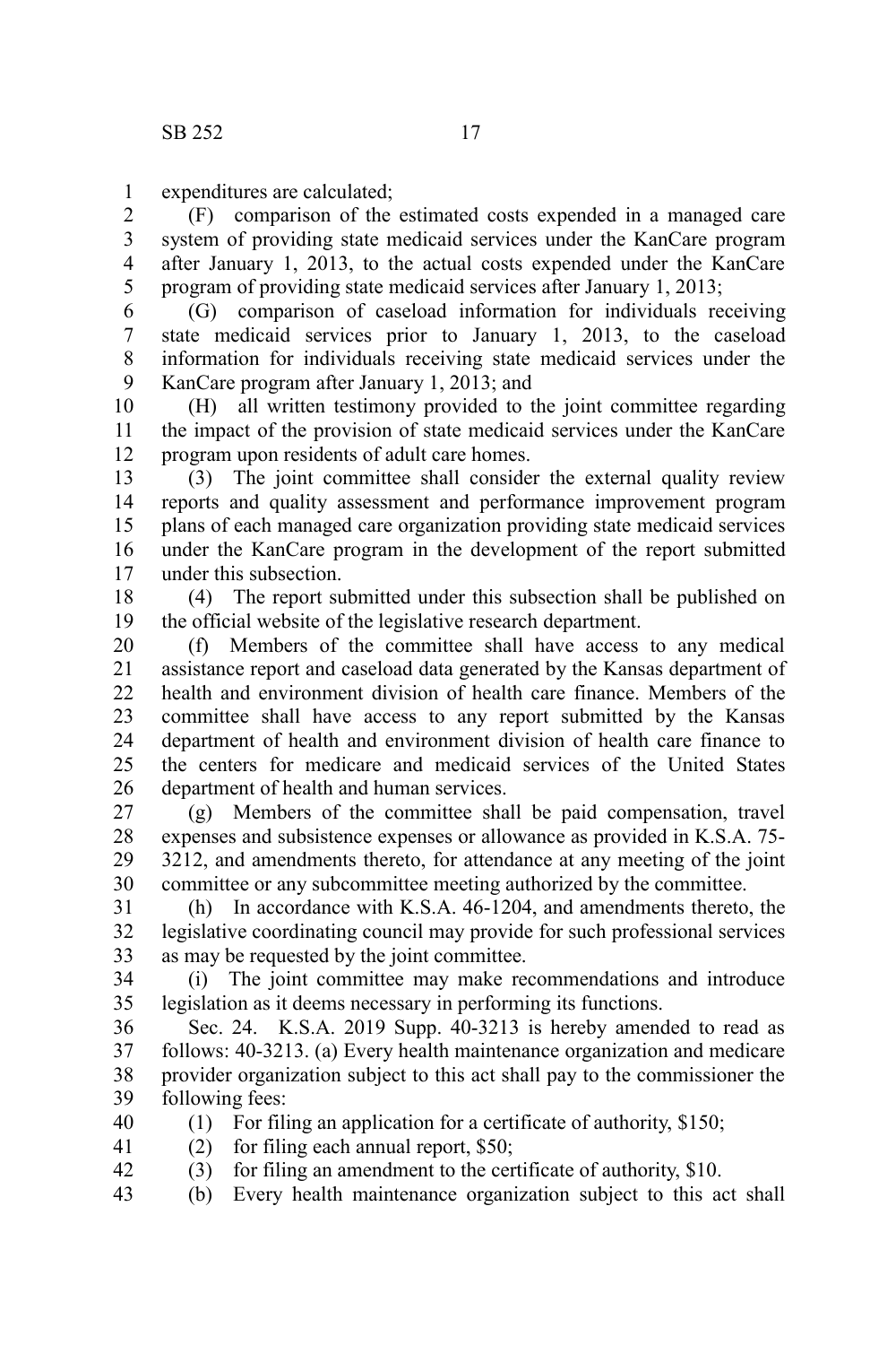expenditures are calculated;

(F) comparison of the estimated costs expended in a managed care system of providing state medicaid services under the KanCare program after January 1, 2013, to the actual costs expended under the KanCare program of providing state medicaid services after January 1, 2013;

(G) comparison of caseload information for individuals receiving state medicaid services prior to January 1, 2013, to the caseload information for individuals receiving state medicaid services under the KanCare program after January 1, 2013; and

(H) all written testimony provided to the joint committee regarding the impact of the provision of state medicaid services under the KanCare program upon residents of adult care homes.

(3) The joint committee shall consider the external quality review reports and quality assessment and performance improvement program plans of each managed care organization providing state medicaid services under the KanCare program in the development of the report submitted under this subsection.

(4) The report submitted under this subsection shall be published on the official website of the legislative research department.

(f) Members of the committee shall have access to any medical assistance report and caseload data generated by the Kansas department of health and environment division of health care finance. Members of the committee shall have access to any report submitted by the Kansas department of health and environment division of health care finance to the centers for medicare and medicaid services of the United States department of health and human services.

(g) Members of the committee shall be paid compensation, travel expenses and subsistence expenses or allowance as provided in K.S.A. 75-3212, and amendments thereto, for attendance at any meeting of the joint committee or any subcommittee meeting authorized by the committee.

(h) In accordance with K.S.A. 46-1204, and amendments thereto, the legislative coordinating council may provide for such professional services as may be requested by the joint committee.

(i) The joint committee may make recommendations and introduce legislation as it deems necessary in performing its functions.

Sec. 24. K.S.A. 2019 Supp. 40-3213 is hereby amended to read as follows: 40-3213. (a) Every health maintenance organization and medicare provider organization subject to this act shall pay to the commissioner the following fees:

(1) For filing an application for a certificate of authority, $150;

(2) for filing each annual report, $50;

(3) for filing an amendment to the certificate of authority, $10.

(b) Every health maintenance organization subject to this act shall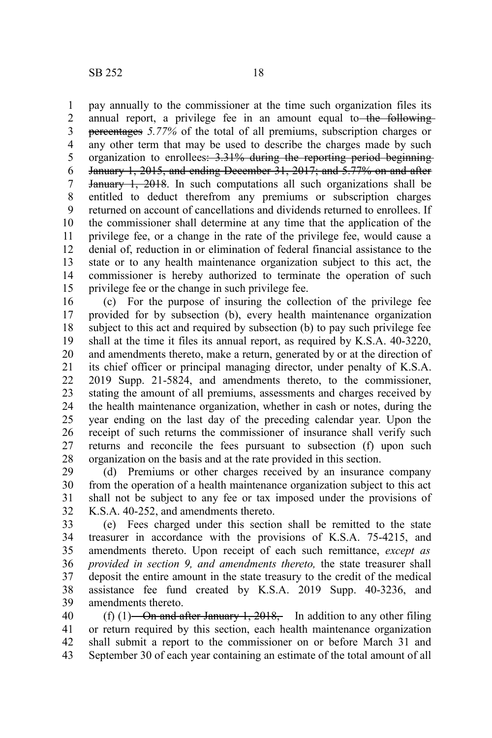pay annually to the commissioner at the time such organization files its annual report, a privilege fee in an amount equal to ~~the following percentages~~ *5.77%* of the total of all premiums, subscription charges or any other term that may be used to describe the charges made by such organization to enrollees~~: 3.31% during the reporting period beginning January 1, 2015, and ending December 31, 2017; and 5.77% on and after January 1, 2018~~. In such computations all such organizations shall be entitled to deduct therefrom any premiums or subscription charges returned on account of cancellations and dividends returned to enrollees. If the commissioner shall determine at any time that the application of the privilege fee, or a change in the rate of the privilege fee, would cause a denial of, reduction in or elimination of federal financial assistance to the state or to any health maintenance organization subject to this act, the commissioner is hereby authorized to terminate the operation of such privilege fee or the change in such privilege fee.

(c) For the purpose of insuring the collection of the privilege fee provided for by subsection (b), every health maintenance organization subject to this act and required by subsection (b) to pay such privilege fee shall at the time it files its annual report, as required by K.S.A. 40-3220, and amendments thereto, make a return, generated by or at the direction of its chief officer or principal managing director, under penalty of K.S.A. 2019 Supp. 21-5824, and amendments thereto, to the commissioner, stating the amount of all premiums, assessments and charges received by the health maintenance organization, whether in cash or notes, during the year ending on the last day of the preceding calendar year. Upon the receipt of such returns the commissioner of insurance shall verify such returns and reconcile the fees pursuant to subsection (f) upon such organization on the basis and at the rate provided in this section.

(d) Premiums or other charges received by an insurance company from the operation of a health maintenance organization subject to this act shall not be subject to any fee or tax imposed under the provisions of K.S.A. 40-252, and amendments thereto.

(e) Fees charged under this section shall be remitted to the state treasurer in accordance with the provisions of K.S.A. 75-4215, and amendments thereto. Upon receipt of each such remittance, *except as provided in section 9, and amendments thereto,* the state treasurer shall deposit the entire amount in the state treasury to the credit of the medical assistance fee fund created by K.S.A. 2019 Supp. 40-3236, and amendments thereto.

(f) (1) ~~On and after January 1, 2018,~~ In addition to any other filing or return required by this section, each health maintenance organization shall submit a report to the commissioner on or before March 31 and September 30 of each year containing an estimate of the total amount of all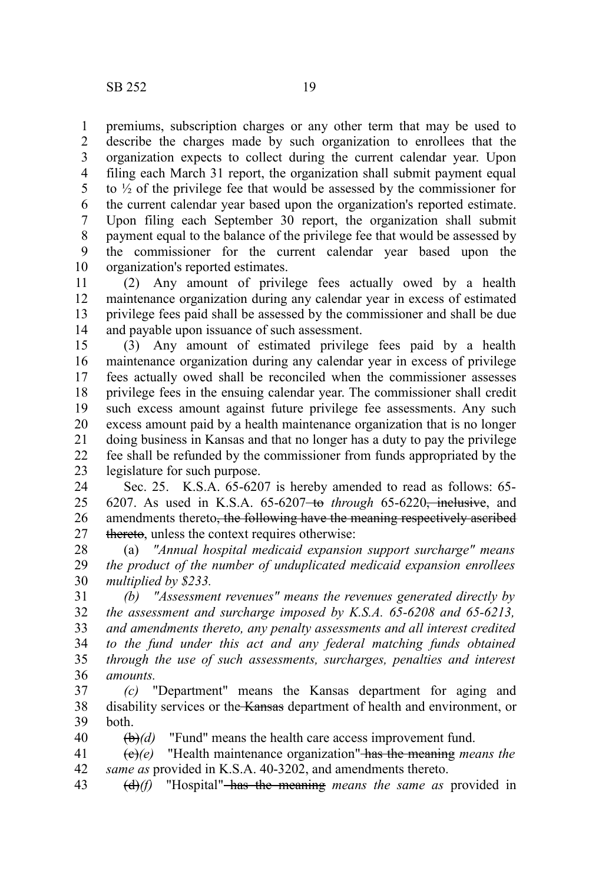premiums, subscription charges or any other term that may be used to describe the charges made by such organization to enrollees that the organization expects to collect during the current calendar year. Upon filing each March 31 report, the organization shall submit payment equal to ½ of the privilege fee that would be assessed by the commissioner for the current calendar year based upon the organization's reported estimate. Upon filing each September 30 report, the organization shall submit payment equal to the balance of the privilege fee that would be assessed by the commissioner for the current calendar year based upon the organization's reported estimates.

(2) Any amount of privilege fees actually owed by a health maintenance organization during any calendar year in excess of estimated privilege fees paid shall be assessed by the commissioner and shall be due and payable upon issuance of such assessment.

(3) Any amount of estimated privilege fees paid by a health maintenance organization during any calendar year in excess of privilege fees actually owed shall be reconciled when the commissioner assesses privilege fees in the ensuing calendar year. The commissioner shall credit such excess amount against future privilege fee assessments. Any such excess amount paid by a health maintenance organization that is no longer doing business in Kansas and that no longer has a duty to pay the privilege fee shall be refunded by the commissioner from funds appropriated by the legislature for such purpose.

Sec. 25. K.S.A. 65-6207 is hereby amended to read as follows: 65-6207. As used in K.S.A. 65-6207 ~~to~~ *through* 65-6220~~, inclusive~~, and amendments thereto~~, the following have the meaning respectively ascribed thereto~~, unless the context requires otherwise:

(a) *"Annual hospital medicaid expansion support surcharge" means the product of the number of unduplicated medicaid expansion enrollees multiplied by $233.*

*(b) "Assessment revenues" means the revenues generated directly by the assessment and surcharge imposed by K.S.A. 65-6208 and 65-6213, and amendments thereto, any penalty assessments and all interest credited to the fund under this act and any federal matching funds obtained through the use of such assessments, surcharges, penalties and interest amounts.*

*(c)* "Department" means the Kansas department for aging and disability services or the ~~Kansas~~ department of health and environment, or both.

~~(b)~~*(d)* "Fund" means the health care access improvement fund.

~~(c)~~*(e)* "Health maintenance organization" ~~has the meaning~~ *means the same as* provided in K.S.A. 40-3202, and amendments thereto.

~~(d)~~*(f)* "Hospital" ~~has the meaning~~ *means the same as* provided in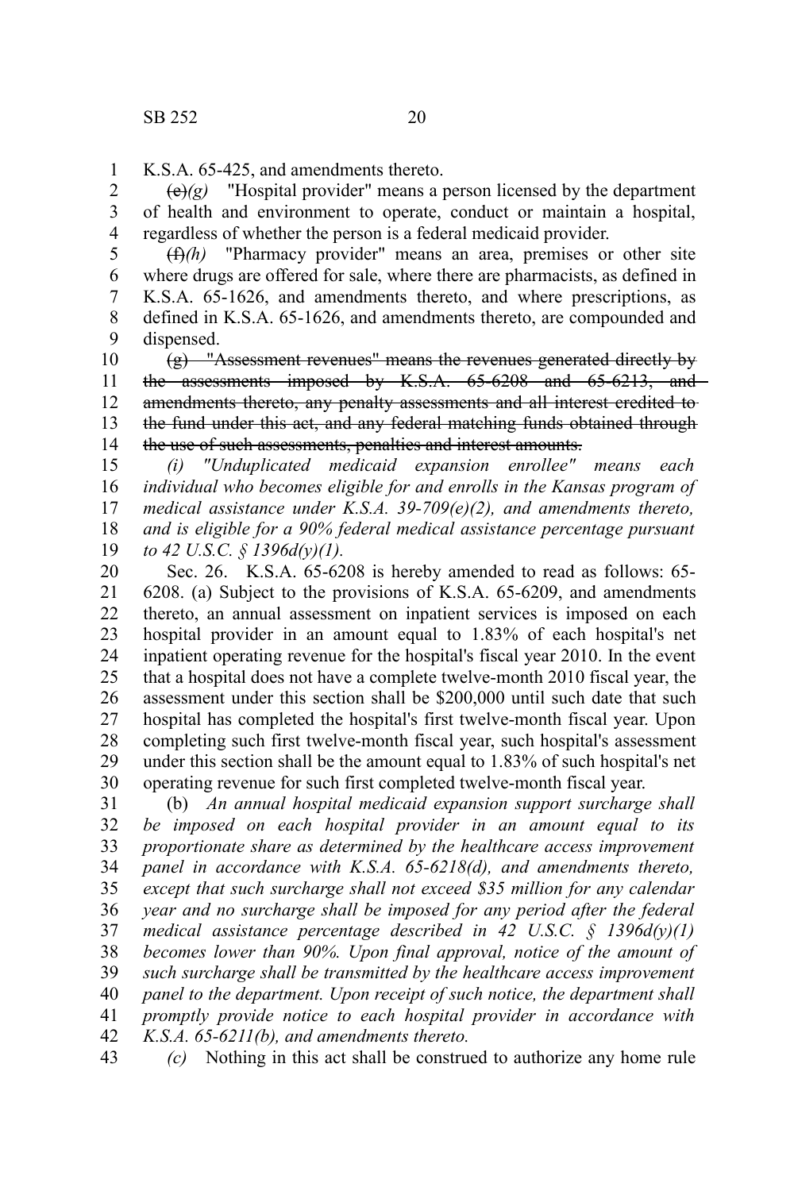K.S.A. 65-425, and amendments thereto.

~~(e)~~*(g)* "Hospital provider" means a person licensed by the department of health and environment to operate, conduct or maintain a hospital, regardless of whether the person is a federal medicaid provider.

~~(f)~~*(h)* "Pharmacy provider" means an area, premises or other site where drugs are offered for sale, where there are pharmacists, as defined in K.S.A. 65-1626, and amendments thereto, and where prescriptions, as defined in K.S.A. 65-1626, and amendments thereto, are compounded and dispensed.

~~(g) "Assessment revenues" means the revenues generated directly by the assessments imposed by K.S.A. 65-6208 and 65-6213, and amendments thereto, any penalty assessments and all interest credited to the fund under this act, and any federal matching funds obtained through the use of such assessments, penalties and interest amounts.~~

*(i) "Unduplicated medicaid expansion enrollee" means each individual who becomes eligible for and enrolls in the Kansas program of medical assistance under K.S.A. 39-709(e)(2), and amendments thereto, and is eligible for a 90% federal medical assistance percentage pursuant to 42 U.S.C. § 1396d(y)(1).*

Sec. 26. K.S.A. 65-6208 is hereby amended to read as follows: 65-6208. (a) Subject to the provisions of K.S.A. 65-6209, and amendments thereto, an annual assessment on inpatient services is imposed on each hospital provider in an amount equal to 1.83% of each hospital's net inpatient operating revenue for the hospital's fiscal year 2010. In the event that a hospital does not have a complete twelve-month 2010 fiscal year, the assessment under this section shall be $200,000 until such date that such hospital has completed the hospital's first twelve-month fiscal year. Upon completing such first twelve-month fiscal year, such hospital's assessment under this section shall be the amount equal to 1.83% of such hospital's net operating revenue for such first completed twelve-month fiscal year.

(b) *An annual hospital medicaid expansion support surcharge shall be imposed on each hospital provider in an amount equal to its proportionate share as determined by the healthcare access improvement panel in accordance with K.S.A. 65-6218(d), and amendments thereto, except that such surcharge shall not exceed $35 million for any calendar year and no surcharge shall be imposed for any period after the federal medical assistance percentage described in 42 U.S.C. § 1396d(y)(1) becomes lower than 90%. Upon final approval, notice of the amount of such surcharge shall be transmitted by the healthcare access improvement panel to the department. Upon receipt of such notice, the department shall promptly provide notice to each hospital provider in accordance with K.S.A. 65-6211(b), and amendments thereto.*

*(c)* Nothing in this act shall be construed to authorize any home rule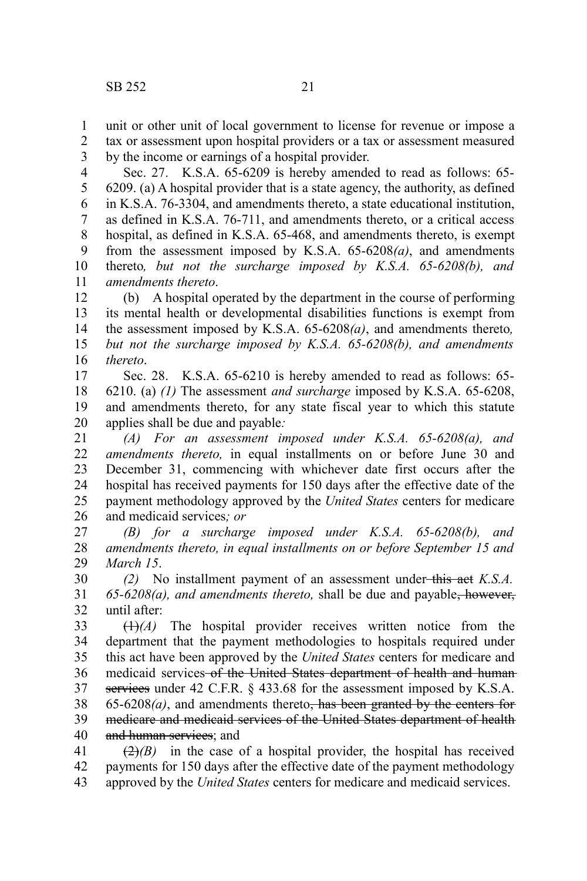unit or other unit of local government to license for revenue or impose a tax or assessment upon hospital providers or a tax or assessment measured by the income or earnings of a hospital provider.

Sec. 27. K.S.A. 65-6209 is hereby amended to read as follows: 65-6209. (a) A hospital provider that is a state agency, the authority, as defined in K.S.A. 76-3304, and amendments thereto, a state educational institution, as defined in K.S.A. 76-711, and amendments thereto, or a critical access hospital, as defined in K.S.A. 65-468, and amendments thereto, is exempt from the assessment imposed by K.S.A. 65-6208*(a)*, and amendments thereto*, but not the surcharge imposed by K.S.A. 65-6208(b), and amendments thereto*.

(b) A hospital operated by the department in the course of performing its mental health or developmental disabilities functions is exempt from the assessment imposed by K.S.A. 65-6208*(a)*, and amendments thereto*, but not the surcharge imposed by K.S.A. 65-6208(b), and amendments thereto*.

Sec. 28. K.S.A. 65-6210 is hereby amended to read as follows: 65-6210. (a) *(1)* The assessment *and surcharge* imposed by K.S.A. 65-6208, and amendments thereto, for any state fiscal year to which this statute applies shall be due and payable*:*

*(A) For an assessment imposed under K.S.A. 65-6208(a), and amendments thereto,* in equal installments on or before June 30 and December 31, commencing with whichever date first occurs after the hospital has received payments for 150 days after the effective date of the payment methodology approved by the *United States* centers for medicare and medicaid services*; or*

*(B) for a surcharge imposed under K.S.A. 65-6208(b), and amendments thereto, in equal installments on or before September 15 and March 15*.

*(2)* No installment payment of an assessment under ~~this act~~ *K.S.A. 65-6208(a), and amendments thereto,* shall be due and payable~~, however,~~ until after:

~~(1)~~*(A)* The hospital provider receives written notice from the department that the payment methodologies to hospitals required under this act have been approved by the *United States* centers for medicare and medicaid services ~~of the United States department of health and human services~~ under 42 C.F.R. § 433.68 for the assessment imposed by K.S.A. 65-6208*(a)*, and amendments thereto~~, has been granted by the centers for medicare and medicaid services of the United States department of health and human services~~; and

~~(2)~~*(B)* in the case of a hospital provider, the hospital has received payments for 150 days after the effective date of the payment methodology approved by the *United States* centers for medicare and medicaid services.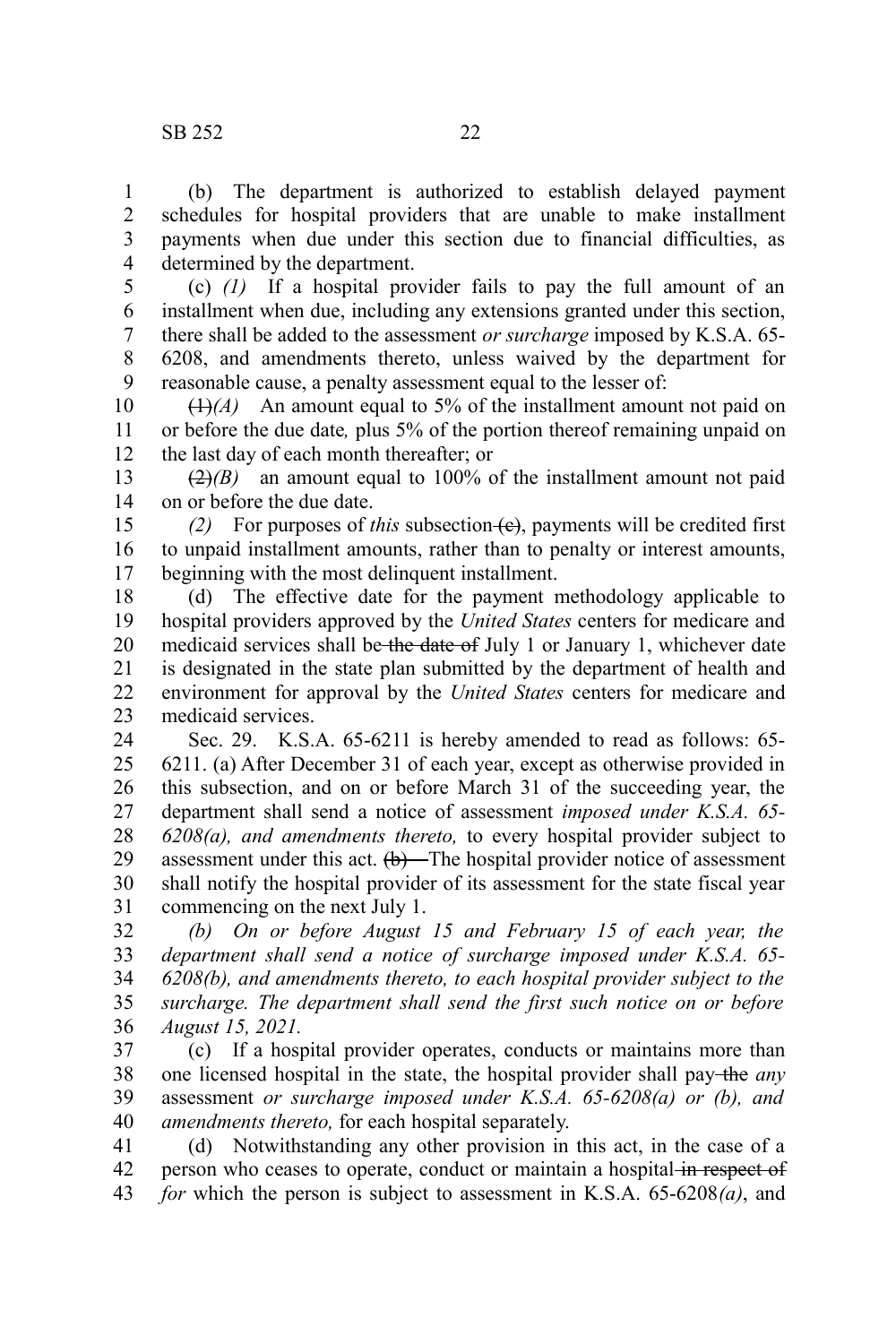(b) The department is authorized to establish delayed payment schedules for hospital providers that are unable to make installment payments when due under this section due to financial difficulties, as determined by the department.

(c) *(1)* If a hospital provider fails to pay the full amount of an installment when due, including any extensions granted under this section, there shall be added to the assessment *or surcharge* imposed by K.S.A. 65-6208, and amendments thereto, unless waived by the department for reasonable cause, a penalty assessment equal to the lesser of:

~~(1)~~*(A)* An amount equal to 5% of the installment amount not paid on or before the due date*,* plus 5% of the portion thereof remaining unpaid on the last day of each month thereafter; or

~~(2)~~*(B)* an amount equal to 100% of the installment amount not paid on or before the due date.

*(2)* For purposes of *this* subsection ~~(c)~~, payments will be credited first to unpaid installment amounts, rather than to penalty or interest amounts, beginning with the most delinquent installment.

(d) The effective date for the payment methodology applicable to hospital providers approved by the *United States* centers for medicare and medicaid services shall be ~~the date of~~ July 1 or January 1, whichever date is designated in the state plan submitted by the department of health and environment for approval by the *United States* centers for medicare and medicaid services.

Sec. 29. K.S.A. 65-6211 is hereby amended to read as follows: 65-6211. (a) After December 31 of each year, except as otherwise provided in this subsection, and on or before March 31 of the succeeding year, the department shall send a notice of assessment *imposed under K.S.A. 65-6208(a), and amendments thereto,* to every hospital provider subject to assessment under this act. ~~(b)~~ The hospital provider notice of assessment shall notify the hospital provider of its assessment for the state fiscal year commencing on the next July 1.

*(b) On or before August 15 and February 15 of each year, the department shall send a notice of surcharge imposed under K.S.A. 65-6208(b), and amendments thereto, to each hospital provider subject to the surcharge. The department shall send the first such notice on or before August 15, 2021.*

(c) If a hospital provider operates, conducts or maintains more than one licensed hospital in the state, the hospital provider shall pay ~~the~~ *any* assessment *or surcharge imposed under K.S.A. 65-6208(a) or (b), and amendments thereto,* for each hospital separately.

(d) Notwithstanding any other provision in this act, in the case of a person who ceases to operate, conduct or maintain a hospital ~~in respect of~~ *for* which the person is subject to assessment in K.S.A. 65-6208*(a)*, and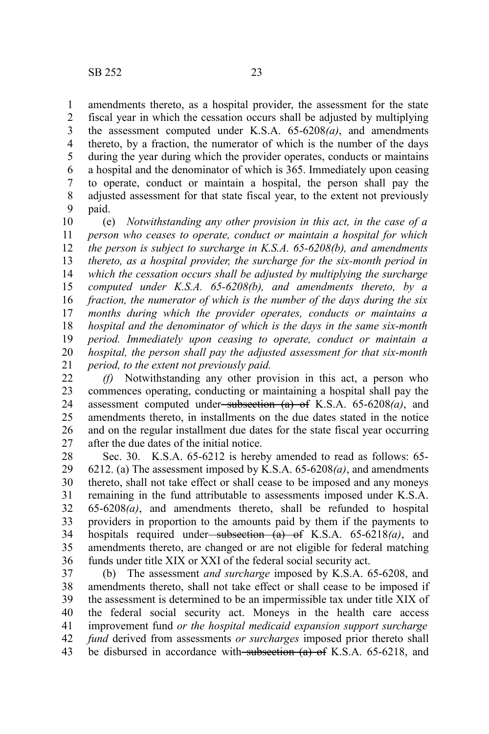amendments thereto, as a hospital provider, the assessment for the state fiscal year in which the cessation occurs shall be adjusted by multiplying the assessment computed under K.S.A. 65-6208*(a)*, and amendments thereto, by a fraction, the numerator of which is the number of the days during the year during which the provider operates, conducts or maintains a hospital and the denominator of which is 365. Immediately upon ceasing to operate, conduct or maintain a hospital, the person shall pay the adjusted assessment for that state fiscal year, to the extent not previously paid.

(e) *Notwithstanding any other provision in this act, in the case of a person who ceases to operate, conduct or maintain a hospital for which the person is subject to surcharge in K.S.A. 65-6208(b), and amendments thereto, as a hospital provider, the surcharge for the six-month period in which the cessation occurs shall be adjusted by multiplying the surcharge computed under K.S.A. 65-6208(b), and amendments thereto, by a fraction, the numerator of which is the number of the days during the six months during which the provider operates, conducts or maintains a hospital and the denominator of which is the days in the same six-month period. Immediately upon ceasing to operate, conduct or maintain a hospital, the person shall pay the adjusted assessment for that six-month period, to the extent not previously paid.*

*(f)* Notwithstanding any other provision in this act, a person who commences operating, conducting or maintaining a hospital shall pay the assessment computed under ~~subsection (a) of~~ K.S.A. 65-6208*(a)*, and amendments thereto, in installments on the due dates stated in the notice and on the regular installment due dates for the state fiscal year occurring after the due dates of the initial notice.

Sec. 30. K.S.A. 65-6212 is hereby amended to read as follows: 65-6212. (a) The assessment imposed by K.S.A. 65-6208*(a)*, and amendments thereto, shall not take effect or shall cease to be imposed and any moneys remaining in the fund attributable to assessments imposed under K.S.A. 65-6208*(a)*, and amendments thereto, shall be refunded to hospital providers in proportion to the amounts paid by them if the payments to hospitals required under ~~subsection (a) of~~ K.S.A. 65-6218*(a)*, and amendments thereto, are changed or are not eligible for federal matching funds under title XIX or XXI of the federal social security act.

(b) The assessment *and surcharge* imposed by K.S.A. 65-6208, and amendments thereto, shall not take effect or shall cease to be imposed if the assessment is determined to be an impermissible tax under title XIX of the federal social security act. Moneys in the health care access improvement fund *or the hospital medicaid expansion support surcharge fund* derived from assessments *or surcharges* imposed prior thereto shall be disbursed in accordance with ~~subsection (a) of~~ K.S.A. 65-6218, and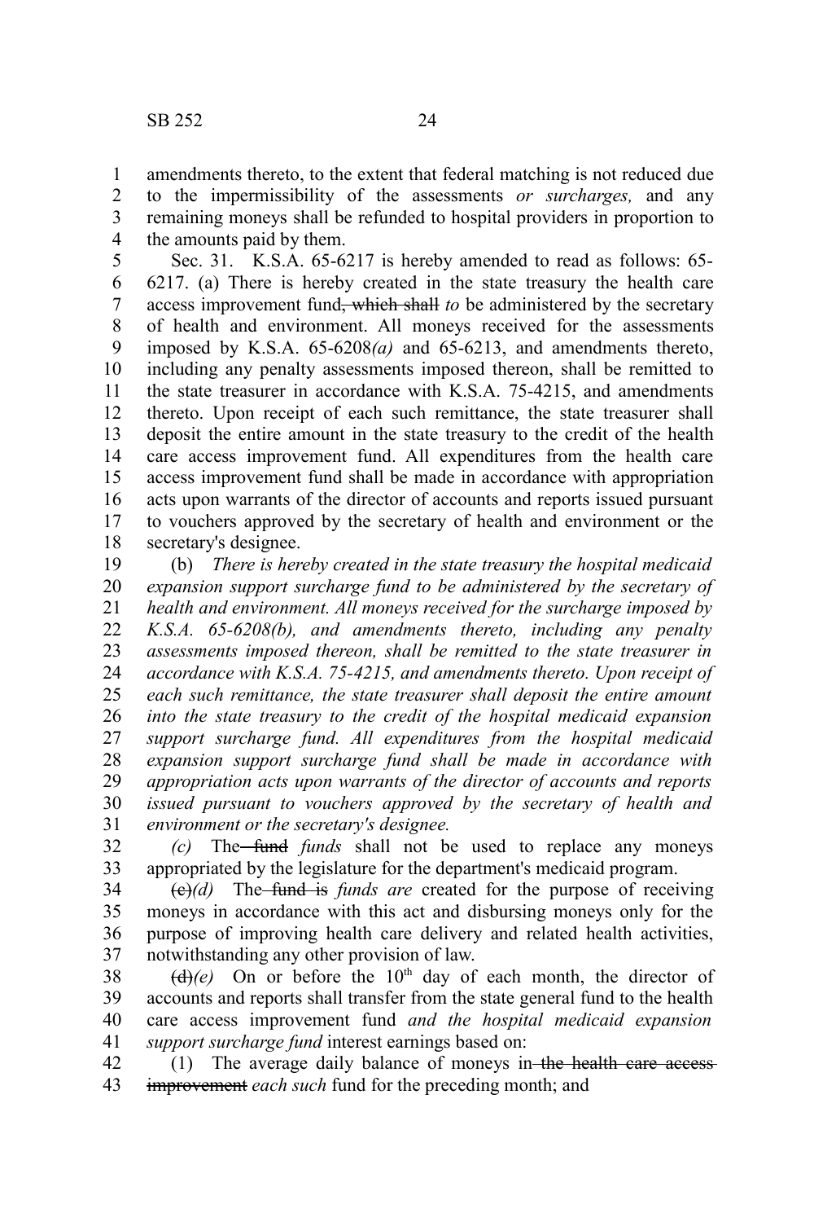amendments thereto, to the extent that federal matching is not reduced due to the impermissibility of the assessments *or surcharges,* and any remaining moneys shall be refunded to hospital providers in proportion to the amounts paid by them.

Sec. 31. K.S.A. 65-6217 is hereby amended to read as follows: 65-6217. (a) There is hereby created in the state treasury the health care access improvement fund~~, which shall~~ *to* be administered by the secretary of health and environment. All moneys received for the assessments imposed by K.S.A. 65-6208*(a)* and 65-6213, and amendments thereto, including any penalty assessments imposed thereon, shall be remitted to the state treasurer in accordance with K.S.A. 75-4215, and amendments thereto. Upon receipt of each such remittance, the state treasurer shall deposit the entire amount in the state treasury to the credit of the health care access improvement fund. All expenditures from the health care access improvement fund shall be made in accordance with appropriation acts upon warrants of the director of accounts and reports issued pursuant to vouchers approved by the secretary of health and environment or the secretary's designee.

(b) *There is hereby created in the state treasury the hospital medicaid expansion support surcharge fund to be administered by the secretary of health and environment. All moneys received for the surcharge imposed by K.S.A. 65-6208(b), and amendments thereto, including any penalty assessments imposed thereon, shall be remitted to the state treasurer in accordance with K.S.A. 75-4215, and amendments thereto. Upon receipt of each such remittance, the state treasurer shall deposit the entire amount into the state treasury to the credit of the hospital medicaid expansion support surcharge fund. All expenditures from the hospital medicaid expansion support surcharge fund shall be made in accordance with appropriation acts upon warrants of the director of accounts and reports issued pursuant to vouchers approved by the secretary of health and environment or the secretary's designee.*

*(c)* The ~~fund~~ *funds* shall not be used to replace any moneys appropriated by the legislature for the department's medicaid program.

~~(c)~~*(d)* The ~~fund is~~ *funds are* created for the purpose of receiving moneys in accordance with this act and disbursing moneys only for the purpose of improving health care delivery and related health activities, notwithstanding any other provision of law.

~~(d)~~*(e)* On or before the 10th day of each month, the director of accounts and reports shall transfer from the state general fund to the health care access improvement fund *and the hospital medicaid expansion support surcharge fund* interest earnings based on:

(1) The average daily balance of moneys in ~~the health care access improvement~~ *each such* fund for the preceding month; and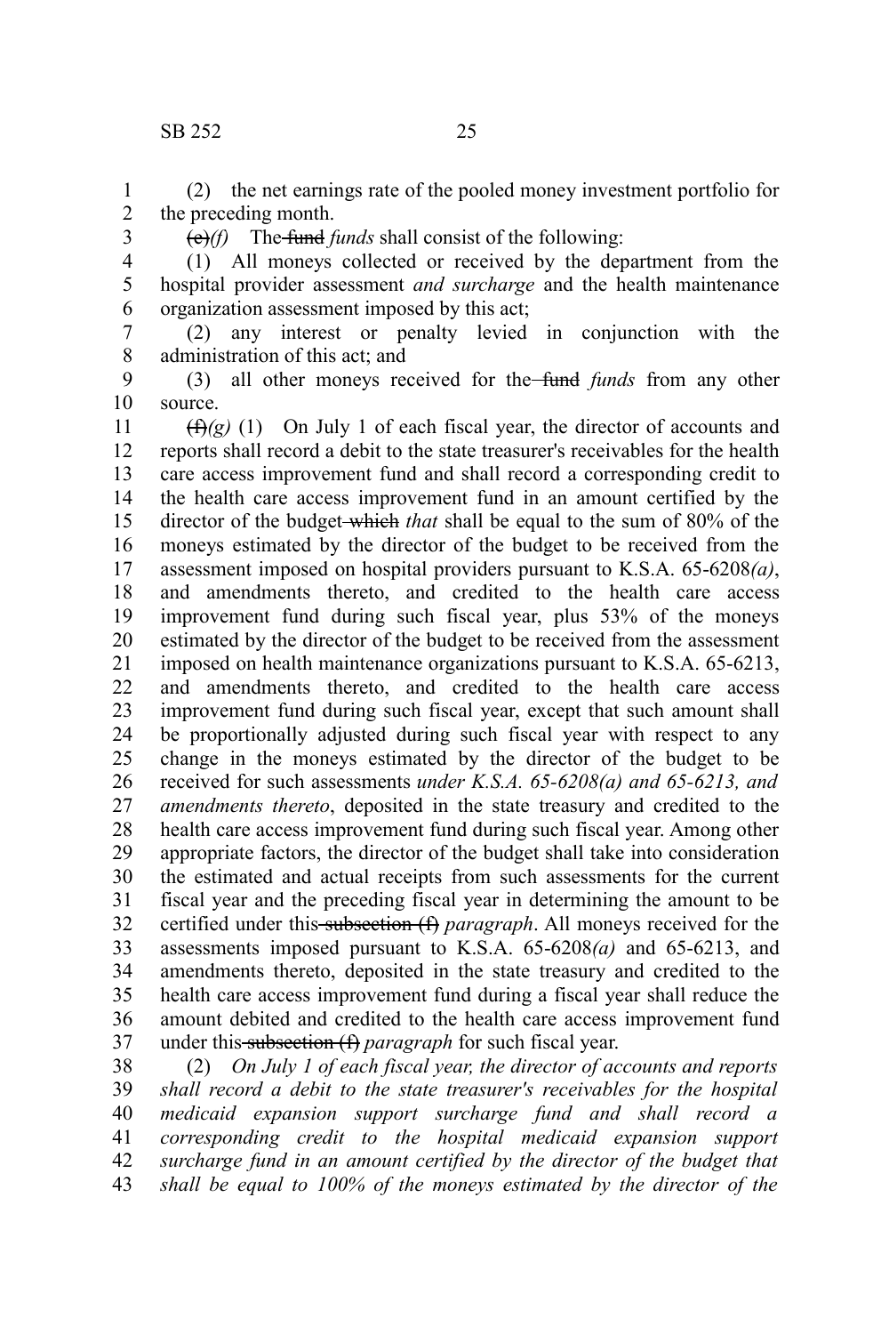(2) the net earnings rate of the pooled money investment portfolio for the preceding month.

~~(e)~~*(f)* The ~~fund~~ *funds* shall consist of the following:

(1) All moneys collected or received by the department from the hospital provider assessment *and surcharge* and the health maintenance organization assessment imposed by this act;

(2) any interest or penalty levied in conjunction with the administration of this act; and

(3) all other moneys received for the ~~fund~~ *funds* from any other source.

~~(f)~~*(g)* (1) On July 1 of each fiscal year, the director of accounts and reports shall record a debit to the state treasurer's receivables for the health care access improvement fund and shall record a corresponding credit to the health care access improvement fund in an amount certified by the director of the budget ~~which~~ *that* shall be equal to the sum of 80% of the moneys estimated by the director of the budget to be received from the assessment imposed on hospital providers pursuant to K.S.A. 65-6208*(a)*, and amendments thereto, and credited to the health care access improvement fund during such fiscal year, plus 53% of the moneys estimated by the director of the budget to be received from the assessment imposed on health maintenance organizations pursuant to K.S.A. 65-6213, and amendments thereto, and credited to the health care access improvement fund during such fiscal year, except that such amount shall be proportionally adjusted during such fiscal year with respect to any change in the moneys estimated by the director of the budget to be received for such assessments *under K.S.A. 65-6208(a) and 65-6213, and amendments thereto*, deposited in the state treasury and credited to the health care access improvement fund during such fiscal year. Among other appropriate factors, the director of the budget shall take into consideration the estimated and actual receipts from such assessments for the current fiscal year and the preceding fiscal year in determining the amount to be certified under this ~~subsection (f)~~ *paragraph*. All moneys received for the assessments imposed pursuant to K.S.A. 65-6208*(a)* and 65-6213, and amendments thereto, deposited in the state treasury and credited to the health care access improvement fund during a fiscal year shall reduce the amount debited and credited to the health care access improvement fund under this ~~subsection (f)~~ *paragraph* for such fiscal year.

(2) *On July 1 of each fiscal year, the director of accounts and reports shall record a debit to the state treasurer's receivables for the hospital medicaid expansion support surcharge fund and shall record a corresponding credit to the hospital medicaid expansion support surcharge fund in an amount certified by the director of the budget that shall be equal to 100% of the moneys estimated by the director of the*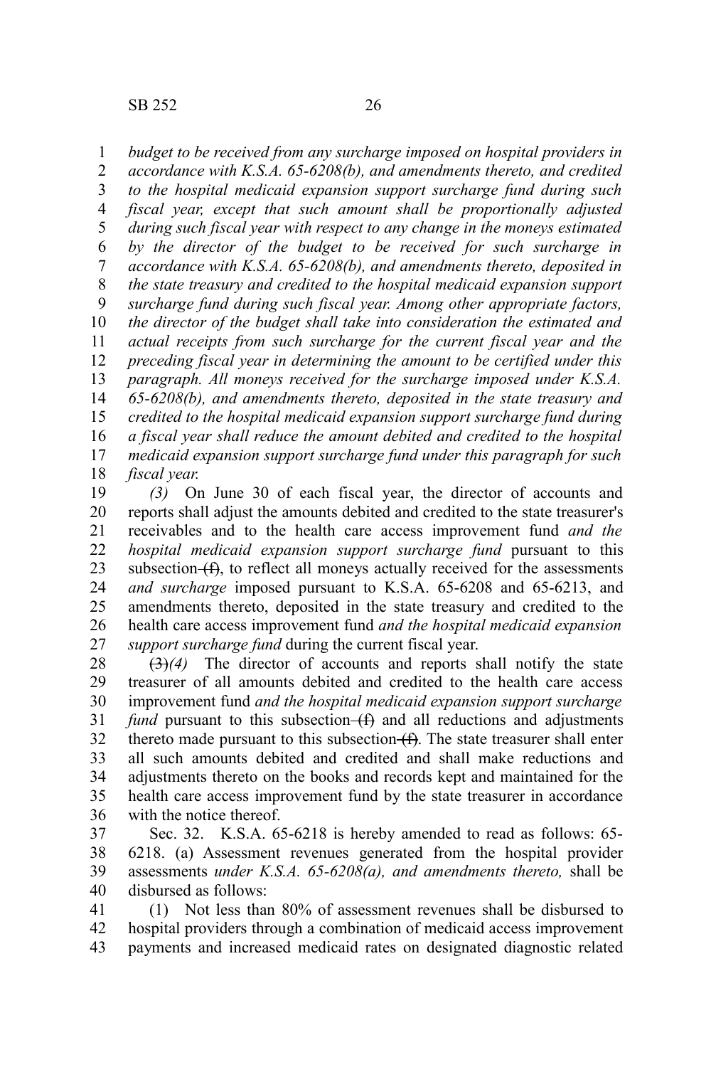*budget to be received from any surcharge imposed on hospital providers in accordance with K.S.A. 65-6208(b), and amendments thereto, and credited to the hospital medicaid expansion support surcharge fund during such fiscal year, except that such amount shall be proportionally adjusted during such fiscal year with respect to any change in the moneys estimated by the director of the budget to be received for such surcharge in accordance with K.S.A. 65-6208(b), and amendments thereto, deposited in the state treasury and credited to the hospital medicaid expansion support surcharge fund during such fiscal year. Among other appropriate factors, the director of the budget shall take into consideration the estimated and actual receipts from such surcharge for the current fiscal year and the preceding fiscal year in determining the amount to be certified under this paragraph. All moneys received for the surcharge imposed under K.S.A. 65-6208(b), and amendments thereto, deposited in the state treasury and credited to the hospital medicaid expansion support surcharge fund during a fiscal year shall reduce the amount debited and credited to the hospital medicaid expansion support surcharge fund under this paragraph for such fiscal year.*

*(3)* On June 30 of each fiscal year, the director of accounts and reports shall adjust the amounts debited and credited to the state treasurer's receivables and to the health care access improvement fund *and the hospital medicaid expansion support surcharge fund* pursuant to this subsection ~~(f)~~, to reflect all moneys actually received for the assessments *and surcharge* imposed pursuant to K.S.A. 65-6208 and 65-6213, and amendments thereto, deposited in the state treasury and credited to the health care access improvement fund *and the hospital medicaid expansion support surcharge fund* during the current fiscal year.

~~(3)~~*(4)* The director of accounts and reports shall notify the state treasurer of all amounts debited and credited to the health care access improvement fund *and the hospital medicaid expansion support surcharge fund* pursuant to this subsection ~~(f)~~ and all reductions and adjustments thereto made pursuant to this subsection ~~(f)~~. The state treasurer shall enter all such amounts debited and credited and shall make reductions and adjustments thereto on the books and records kept and maintained for the health care access improvement fund by the state treasurer in accordance with the notice thereof.

Sec. 32. K.S.A. 65-6218 is hereby amended to read as follows: 65-6218. (a) Assessment revenues generated from the hospital provider assessments *under K.S.A. 65-6208(a), and amendments thereto,* shall be disbursed as follows:

(1) Not less than 80% of assessment revenues shall be disbursed to hospital providers through a combination of medicaid access improvement payments and increased medicaid rates on designated diagnostic related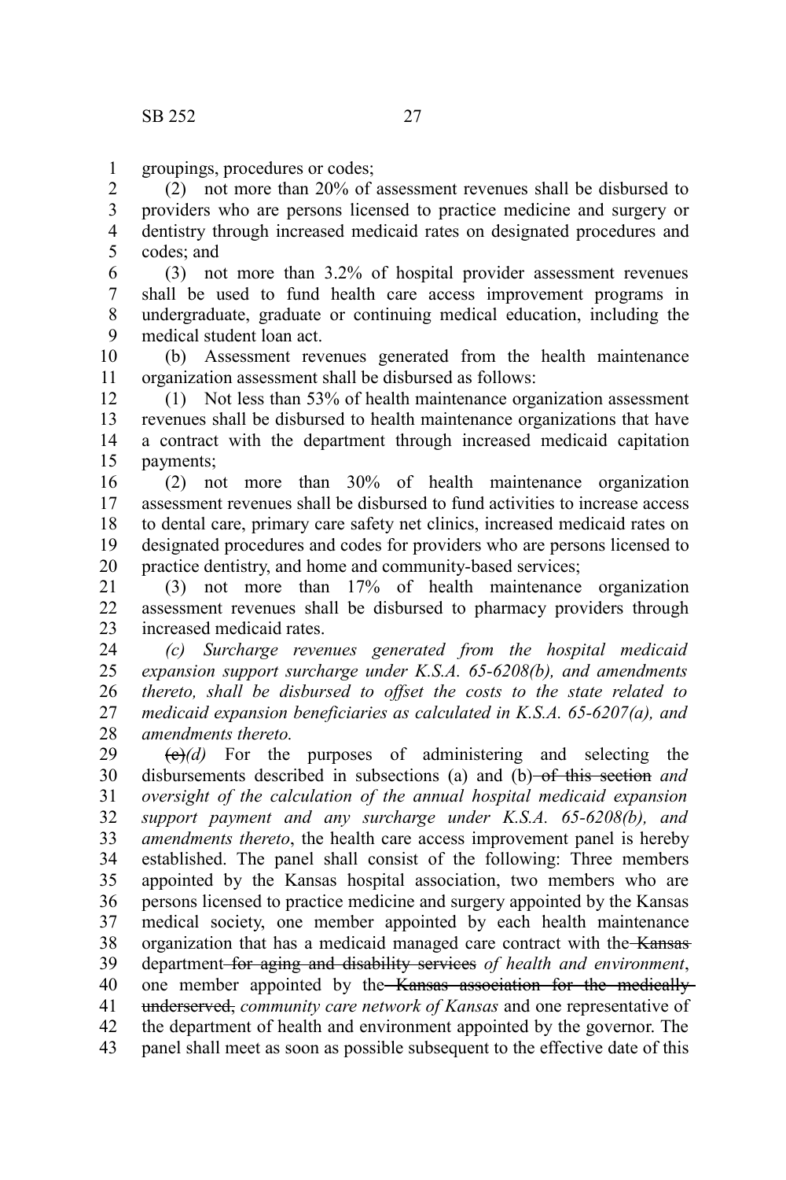groupings, procedures or codes;

(2) not more than 20% of assessment revenues shall be disbursed to providers who are persons licensed to practice medicine and surgery or dentistry through increased medicaid rates on designated procedures and codes; and

(3) not more than 3.2% of hospital provider assessment revenues shall be used to fund health care access improvement programs in undergraduate, graduate or continuing medical education, including the medical student loan act.

(b) Assessment revenues generated from the health maintenance organization assessment shall be disbursed as follows:

(1) Not less than 53% of health maintenance organization assessment revenues shall be disbursed to health maintenance organizations that have a contract with the department through increased medicaid capitation payments;

(2) not more than 30% of health maintenance organization assessment revenues shall be disbursed to fund activities to increase access to dental care, primary care safety net clinics, increased medicaid rates on designated procedures and codes for providers who are persons licensed to practice dentistry, and home and community-based services;

(3) not more than 17% of health maintenance organization assessment revenues shall be disbursed to pharmacy providers through increased medicaid rates.

*(c) Surcharge revenues generated from the hospital medicaid expansion support surcharge under K.S.A. 65-6208(b), and amendments thereto, shall be disbursed to offset the costs to the state related to medicaid expansion beneficiaries as calculated in K.S.A. 65-6207(a), and amendments thereto.*

~~(c)~~*(d)* For the purposes of administering and selecting the disbursements described in subsections (a) and (b) ~~of this section~~ *and oversight of the calculation of the annual hospital medicaid expansion support payment and any surcharge under K.S.A. 65-6208(b), and amendments thereto*, the health care access improvement panel is hereby established. The panel shall consist of the following: Three members appointed by the Kansas hospital association, two members who are persons licensed to practice medicine and surgery appointed by the Kansas medical society, one member appointed by each health maintenance organization that has a medicaid managed care contract with the ~~Kansas~~ department ~~for aging and disability services~~ *of health and environment*, one member appointed by the ~~Kansas association for the medically underserved,~~ *community care network of Kansas* and one representative of the department of health and environment appointed by the governor. The panel shall meet as soon as possible subsequent to the effective date of this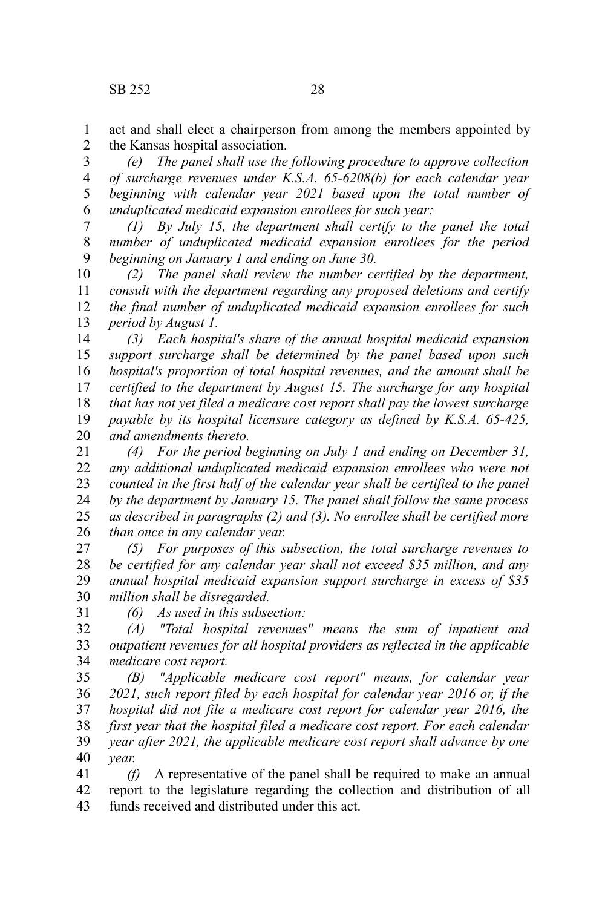act and shall elect a chairperson from among the members appointed by the Kansas hospital association.

*(e) The panel shall use the following procedure to approve collection of surcharge revenues under K.S.A. 65-6208(b) for each calendar year beginning with calendar year 2021 based upon the total number of unduplicated medicaid expansion enrollees for such year:*

*(1) By July 15, the department shall certify to the panel the total number of unduplicated medicaid expansion enrollees for the period beginning on January 1 and ending on June 30.*

*(2) The panel shall review the number certified by the department, consult with the department regarding any proposed deletions and certify the final number of unduplicated medicaid expansion enrollees for such period by August 1.*

*(3) Each hospital's share of the annual hospital medicaid expansion support surcharge shall be determined by the panel based upon such hospital's proportion of total hospital revenues, and the amount shall be certified to the department by August 15. The surcharge for any hospital that has not yet filed a medicare cost report shall pay the lowest surcharge payable by its hospital licensure category as defined by K.S.A. 65-425, and amendments thereto.*

*(4) For the period beginning on July 1 and ending on December 31, any additional unduplicated medicaid expansion enrollees who were not counted in the first half of the calendar year shall be certified to the panel by the department by January 15. The panel shall follow the same process as described in paragraphs (2) and (3). No enrollee shall be certified more than once in any calendar year.*

*(5) For purposes of this subsection, the total surcharge revenues to be certified for any calendar year shall not exceed $35 million, and any annual hospital medicaid expansion support surcharge in excess of $35 million shall be disregarded.*

*(6) As used in this subsection:*

*(A) "Total hospital revenues" means the sum of inpatient and outpatient revenues for all hospital providers as reflected in the applicable medicare cost report.*

*(B) "Applicable medicare cost report" means, for calendar year 2021, such report filed by each hospital for calendar year 2016 or, if the hospital did not file a medicare cost report for calendar year 2016, the first year that the hospital filed a medicare cost report. For each calendar year after 2021, the applicable medicare cost report shall advance by one year.*

*(f)* A representative of the panel shall be required to make an annual report to the legislature regarding the collection and distribution of all funds received and distributed under this act.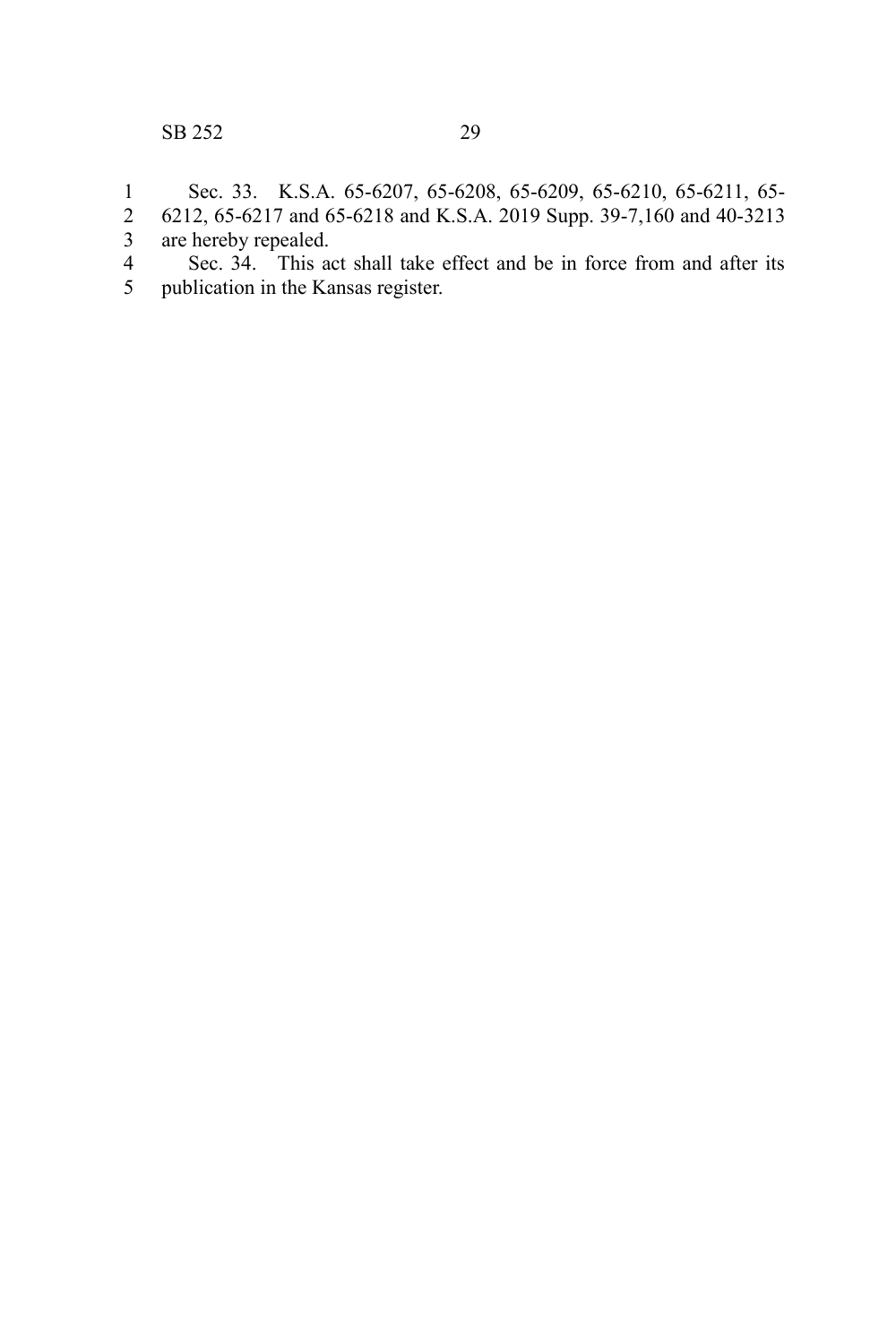Sec. 33. K.S.A. 65-6207, 65-6208, 65-6209, 65-6210, 65-6211, 65-6212, 65-6217 and 65-6218 and K.S.A. 2019 Supp. 39-7,160 and 40-3213 are hereby repealed.

Sec. 34. This act shall take effect and be in force from and after its publication in the Kansas register.